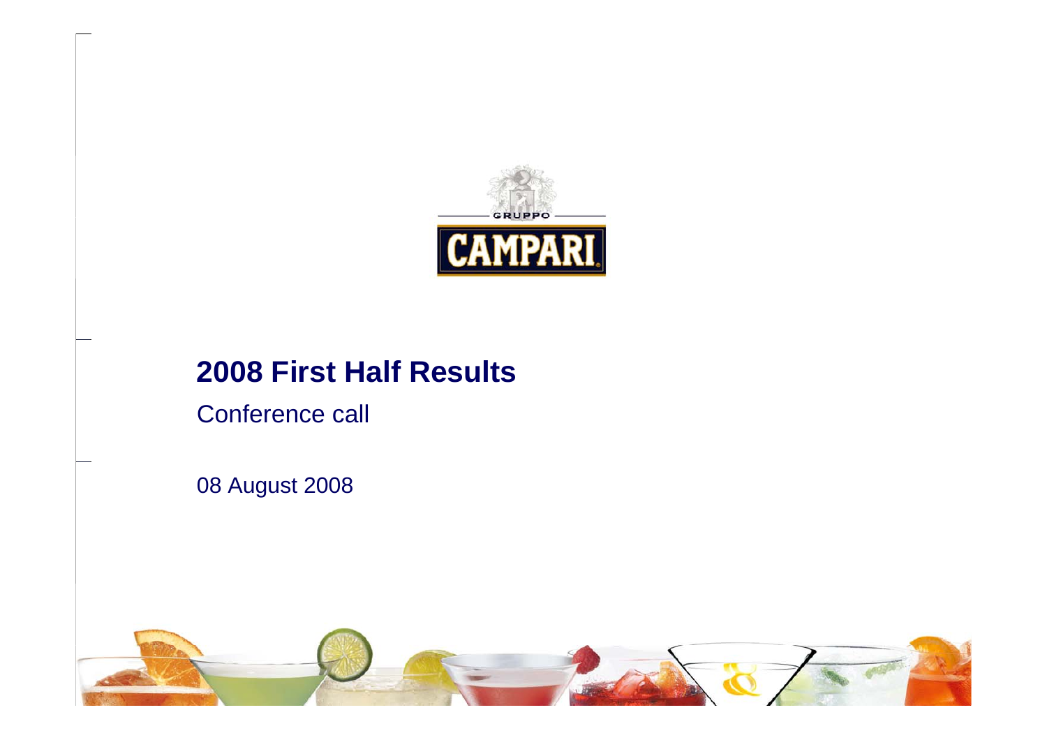GRUPPO

CAMPARI

# 2008 First Half Results

Conference call

08 August 2008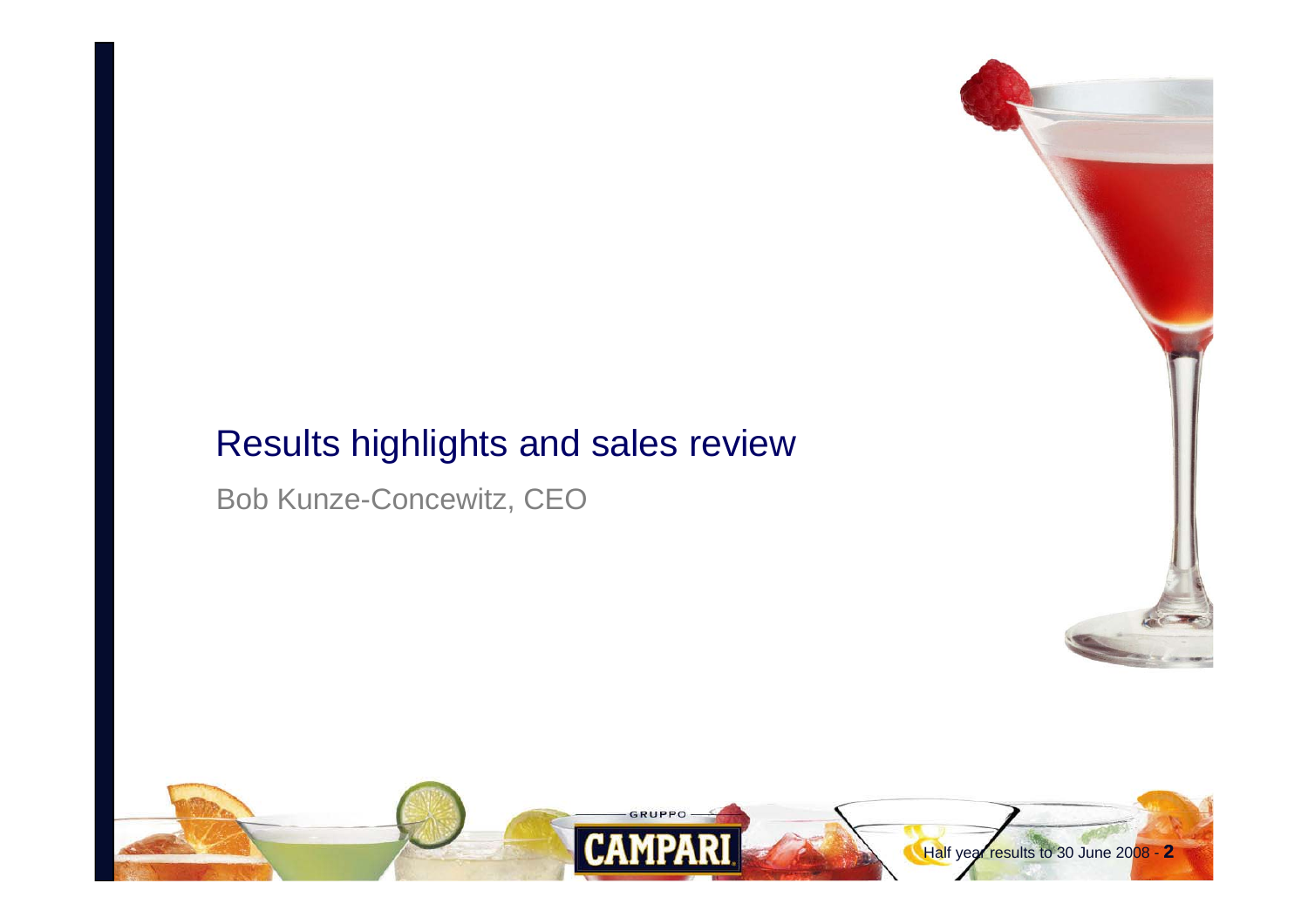# Results highlights and sales review

Bob Kunze-Concewitz, CEO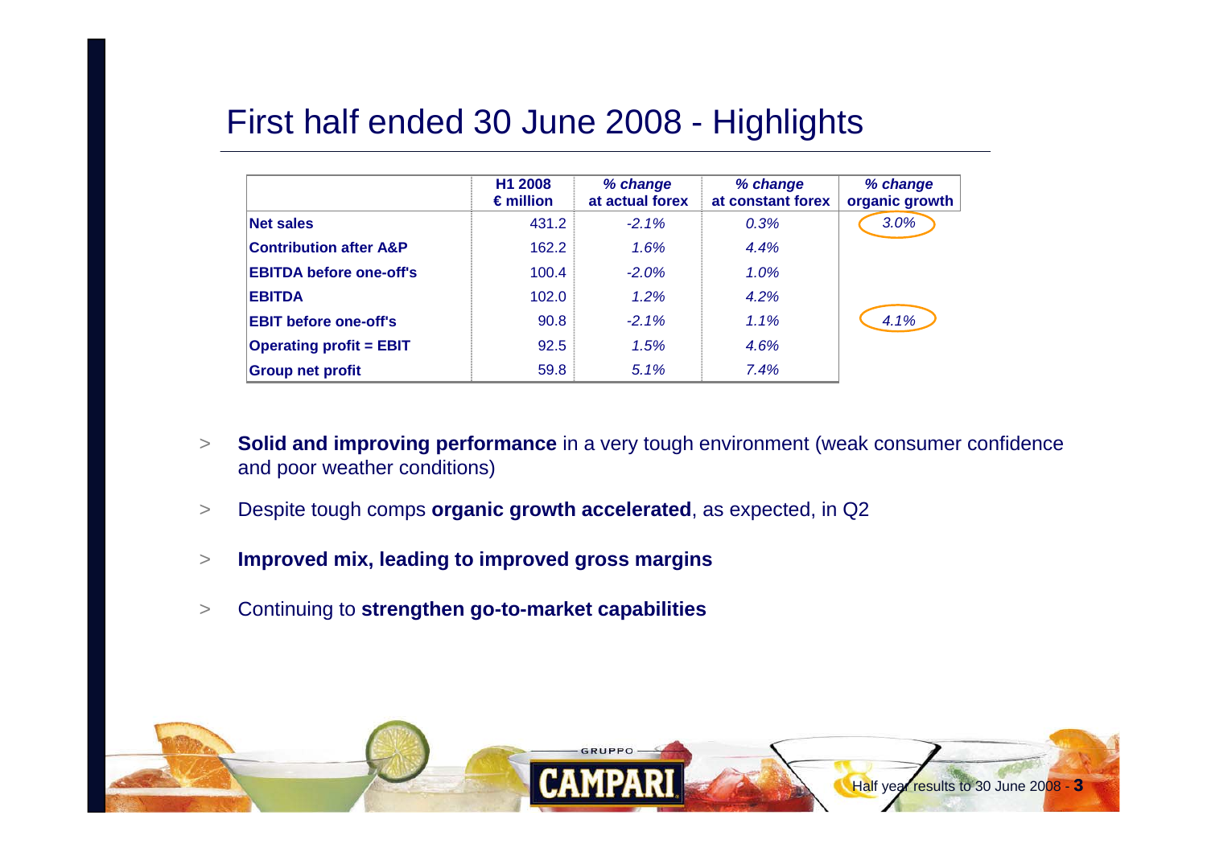# First half ended 30 June 2008 - Highlights

| | H1 2008 € million | *% change at actual forex* | *% change at constant forex* | *% change organic growth* |
|---|---|---|---|---|
| **Net sales** | 431.2 | *-2.1%* | *0.3%* | *3.0%* |
| **Contribution after A&P** | 162.2 | *1.6%* | *4.4%* | |
| **EBITDA before one-off's** | 100.4 | *-2.0%* | *1.0%* | |
| **EBITDA** | 102.0 | *1.2%* | *4.2%* | |
| **EBIT before one-off's** | 90.8 | *-2.1%* | *1.1%* | *4.1%* |
| **Operating profit = EBIT** | 92.5 | *1.5%* | *4.6%* | |
| **Group net profit** | 59.8 | *5.1%* | *7.4%* | |

> **Solid and improving performance** in a very tough environment (weak consumer confidence and poor weather conditions)

> Despite tough comps **organic growth accelerated**, as expected, in Q2

> **Improved mix, leading to improved gross margins**

> Continuing to **strengthen go-to-market capabilities**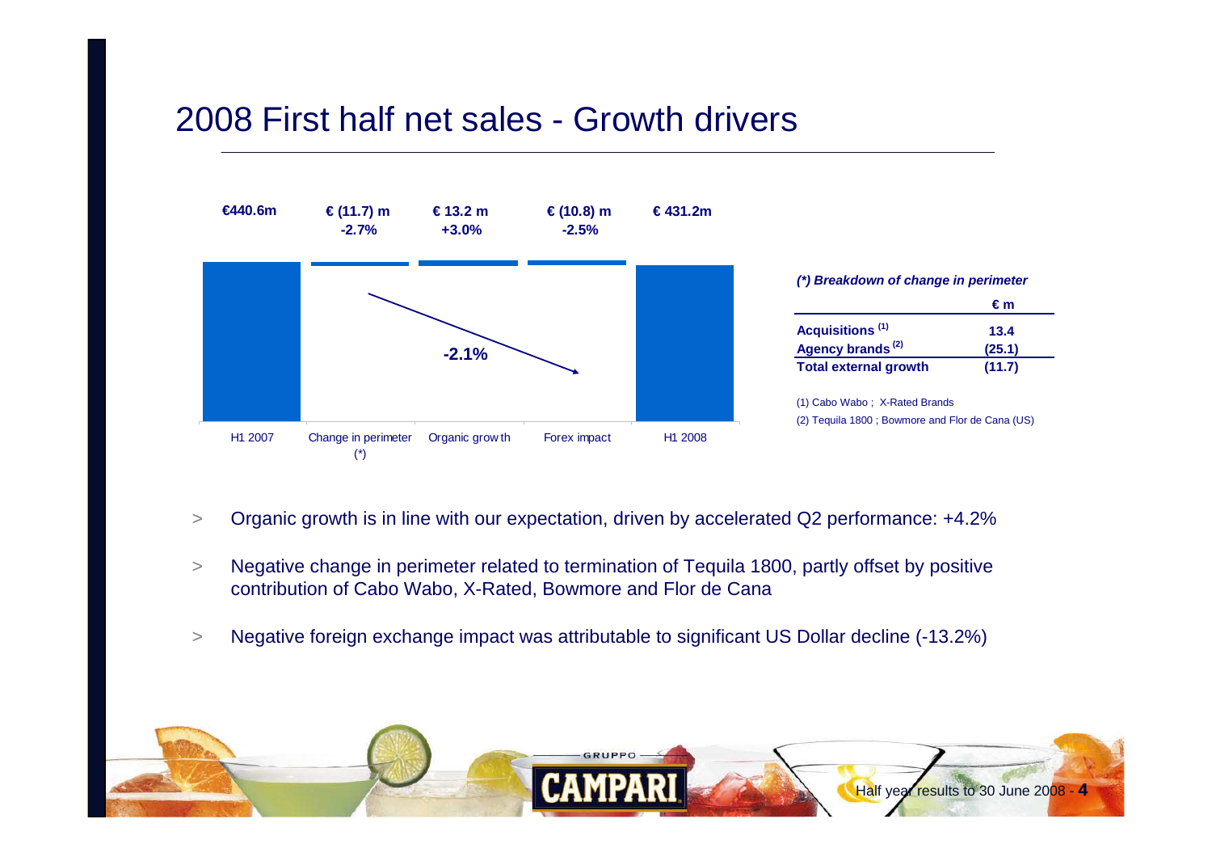# 2008 First half net sales - Growth drivers

| | H1 2007 | Change in perimeter (*) | Organic growth | Forex impact | H1 2008 |
|---|---|---|---|---|---|
| € m | €440.6m | € (11.7) m | € 13.2 m | € (10.8) m | € 431.2m |
| % | | -2.7% | +3.0% | -2.5% | |

Overall change: -2.1%

*(\*) Breakdown of change in perimeter*

| | € m |
|---|---|
| **Acquisitions [1]** | **13.4** |
| **Agency brands [2]** | **(25.1)** |
| **Total external growth** | **(11.7)** |

(1) Cabo Wabo ; X-Rated Brands

(2) Tequila 1800 ; Bowmore and Flor de Cana (US)

- Organic growth is in line with our expectation, driven by accelerated Q2 performance: +4.2%
- Negative change in perimeter related to termination of Tequila 1800, partly offset by positive contribution of Cabo Wabo, X-Rated, Bowmore and Flor de Cana
- Negative foreign exchange impact was attributable to significant US Dollar decline (-13.2%)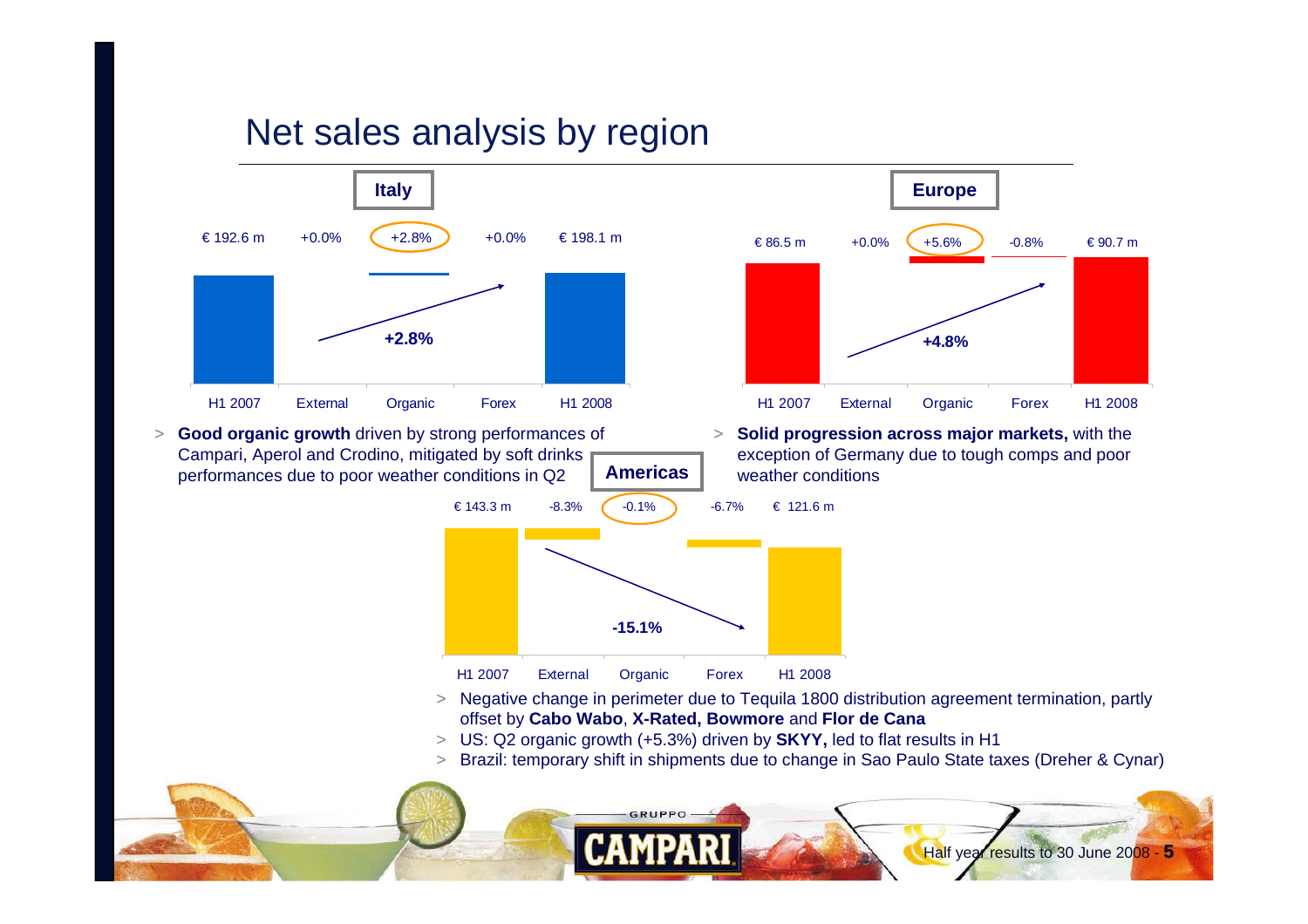# Net sales analysis by region

## Italy

| H1 2007 | External | Organic | Forex | H1 2008 |
|---|---|---|---|---|
| € 192.6 m | +0.0% | +2.8% | +0.0% | € 198.1 m |

Total change: **+2.8%**

- **Good organic growth** driven by strong performances of Campari, Aperol and Crodino, mitigated by soft drinks performances due to poor weather conditions in Q2

## Europe

| H1 2007 | External | Organic | Forex | H1 2008 |
|---|---|---|---|---|
| € 86.5 m | +0.0% | +5.6% | -0.8% | € 90.7 m |

Total change: **+4.8%**

- **Solid progression across major markets,** with the exception of Germany due to tough comps and poor weather conditions

## Americas

| H1 2007 | External | Organic | Forex | H1 2008 |
|---|---|---|---|---|
| € 143.3 m | -8.3% | -0.1% | -6.7% | € 121.6 m |

Total change: **-15.1%**

- Negative change in perimeter due to Tequila 1800 distribution agreement termination, partly offset by **Cabo Wabo**, **X-Rated, Bowmore** and **Flor de Cana**
- US: Q2 organic growth (+5.3%) driven by **SKYY,** led to flat results in H1
- Brazil: temporary shift in shipments due to change in Sao Paulo State taxes (Dreher & Cynar)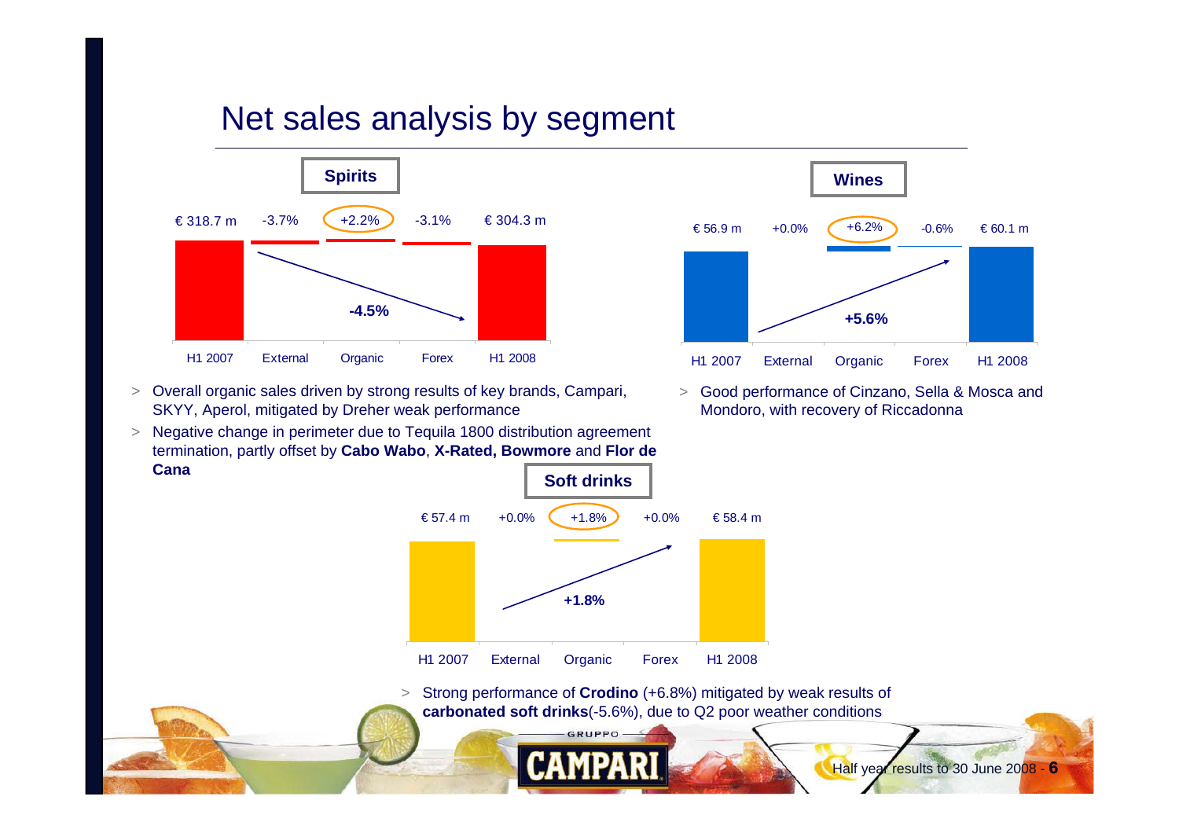# Net sales analysis by segment

## Spirits

| H1 2007 | External | Organic | Forex | H1 2008 |
|---|---|---|---|---|
| € 318.7 m | -3.7% | +2.2% | -3.1% | € 304.3 m |

Total change: **-4.5%**

- Overall organic sales driven by strong results of key brands, Campari, SKYY, Aperol, mitigated by Dreher weak performance
- Negative change in perimeter due to Tequila 1800 distribution agreement termination, partly offset by **Cabo Wabo**, **X-Rated, Bowmore** and **Flor de Cana**

## Wines

| H1 2007 | External | Organic | Forex | H1 2008 |
|---|---|---|---|---|
| € 56.9 m | +0.0% | +6.2% | -0.6% | € 60.1 m |

Total change: **+5.6%**

- Good performance of Cinzano, Sella & Mosca and Mondoro, with recovery of Riccadonna

## Soft drinks

| H1 2007 | External | Organic | Forex | H1 2008 |
|---|---|---|---|---|
| € 57.4 m | +0.0% | +1.8% | +0.0% | € 58.4 m |

Total change: **+1.8%**

- Strong performance of **Crodino** (+6.8%) mitigated by weak results of **carbonated soft drinks**(-5.6%), due to Q2 poor weather conditions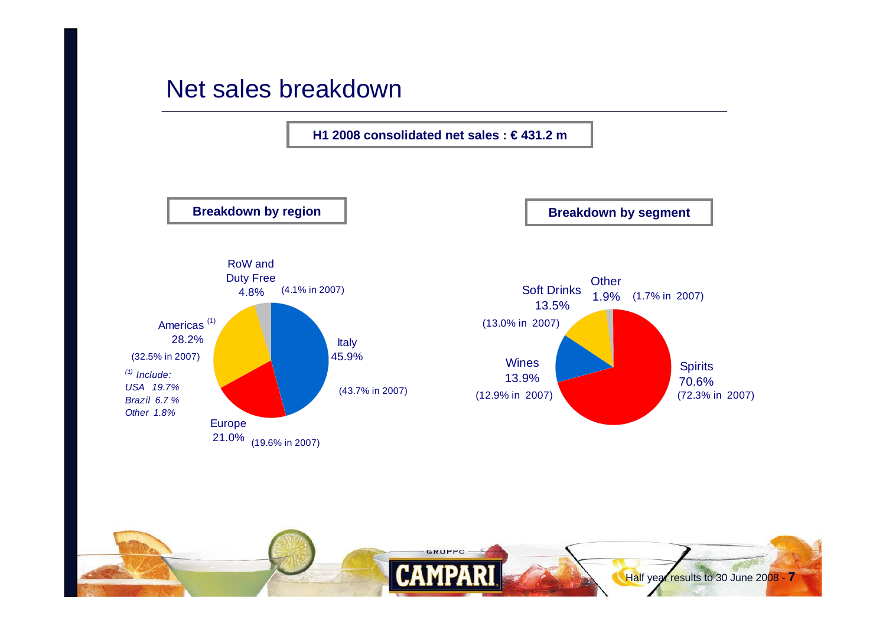# Net sales breakdown

**H1 2008 consolidated net sales : € 431.2 m**

## Breakdown by region

- Italy 45.9% (43.7% in 2007)
- Europe 21.0% (19.6% in 2007)
- Americas [(1)] 28.2% (32.5% in 2007)
- RoW and Duty Free 4.8% (4.1% in 2007)

*[(1)] Include:*
*USA 19.7%*
*Brazil 6.7 %*
*Other 1.8%*

## Breakdown by segment

- Spirits 70.6% (72.3% in 2007)
- Wines 13.9% (12.9% in 2007)
- Soft Drinks 13.5% (13.0% in 2007)
- Other 1.9% (1.7% in 2007)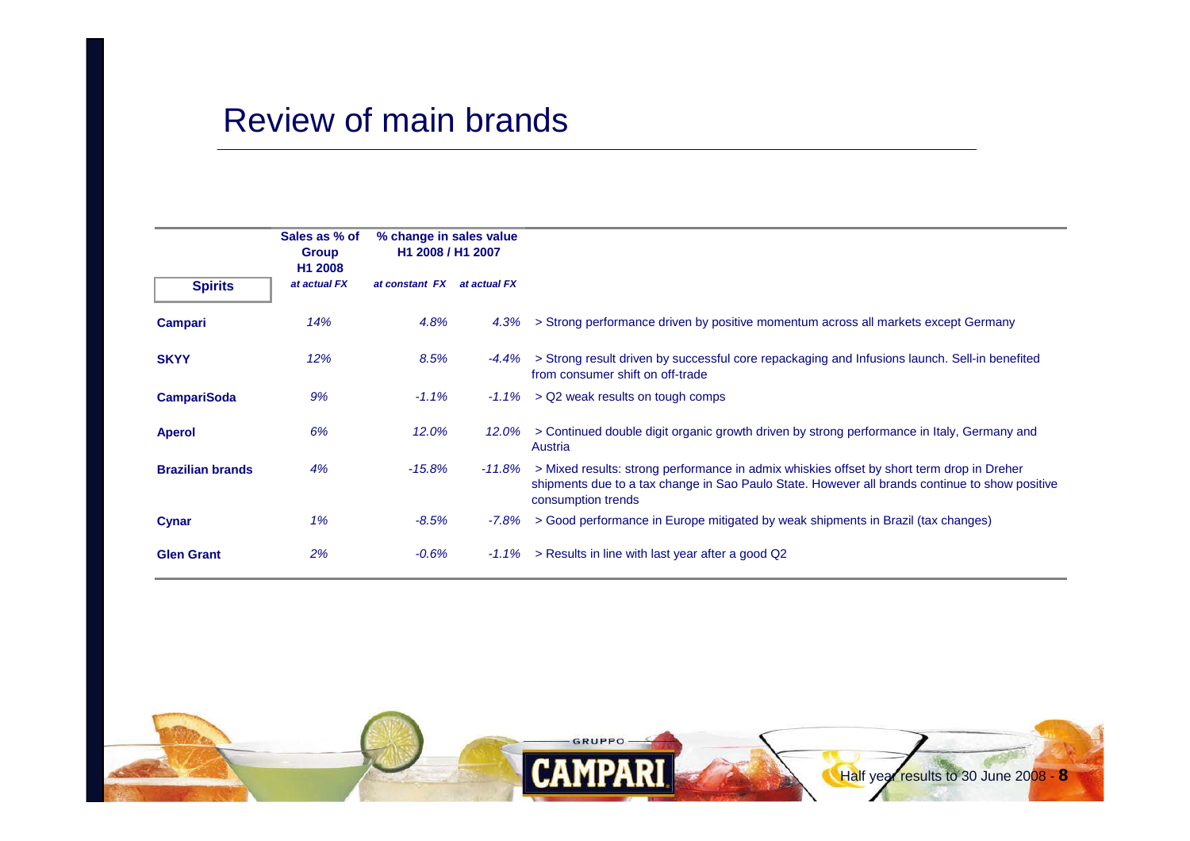# Review of main brands

| Spirits | Sales as % of Group H1 2008 | % change in sales value H1 2008 / H1 2007 | | |
|---|---|---|---|---|
| | *at actual FX* | *at constant FX* | *at actual FX* | |
| **Campari** | *14%* | *4.8%* | *4.3%* | > Strong performance driven by positive momentum across all markets except Germany |
| **SKYY** | *12%* | *8.5%* | *-4.4%* | > Strong result driven by successful core repackaging and Infusions launch. Sell-in benefited from consumer shift on off-trade |
| **CampariSoda** | *9%* | *-1.1%* | *-1.1%* | > Q2 weak results on tough comps |
| **Aperol** | *6%* | *12.0%* | *12.0%* | > Continued double digit organic growth driven by strong performance in Italy, Germany and Austria |
| **Brazilian brands** | *4%* | *-15.8%* | *-11.8%* | > Mixed results: strong performance in admix whiskies offset by short term drop in Dreher shipments due to a tax change in Sao Paulo State. However all brands continue to show positive consumption trends |
| **Cynar** | *1%* | *-8.5%* | *-7.8%* | > Good performance in Europe mitigated by weak shipments in Brazil (tax changes) |
| **Glen Grant** | *2%* | *-0.6%* | *-1.1%* | > Results in line with last year after a good Q2 |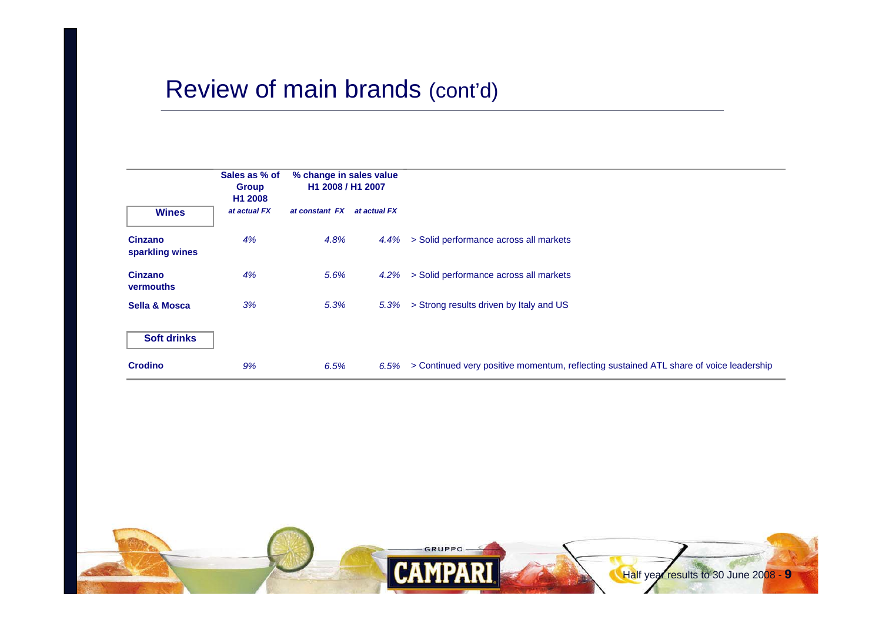# Review of main brands (cont'd)

| | Sales as % of Group H1 2008 | % change in sales value H1 2008 / H1 2007 | | |
|---|---|---|---|---|
| **Wines** | *at actual FX* | *at constant FX* | *at actual FX* | |
| **Cinzano sparkling wines** | *4%* | *4.8%* | *4.4%* | > Solid performance across all markets |
| **Cinzano vermouths** | *4%* | *5.6%* | *4.2%* | > Solid performance across all markets |
| **Sella & Mosca** | *3%* | *5.3%* | *5.3%* | > Strong results driven by Italy and US |
| **Soft drinks** | | | | |
| **Crodino** | *9%* | *6.5%* | *6.5%* | > Continued very positive momentum, reflecting sustained ATL share of voice leadership |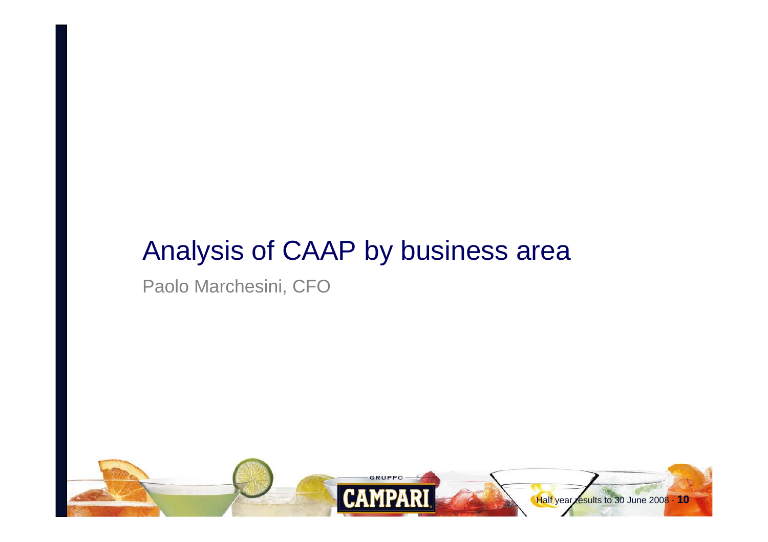# Analysis of CAAP by business area

Paolo Marchesini, CFO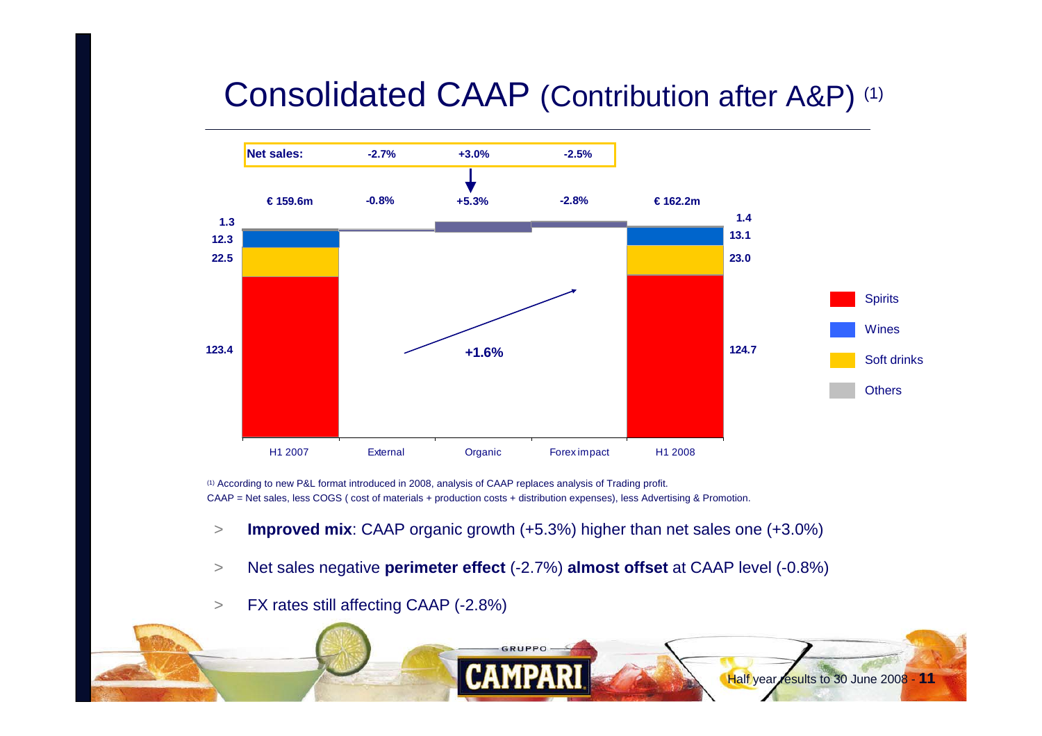# Consolidated CAAP (Contribution after A&P) (1)

| | H1 2007 | External | Organic | Forex impact | H1 2008 |
|---|---|---|---|---|---|
| Net sales: | | -2.7% | +3.0% | -2.5% | |
| CAAP | € 159.6m | -0.8% | +5.3% | -2.8% | € 162.2m |
| Others | 1.3 | | | | 1.4 |
| Wines | 12.3 | | | | 13.1 |
| Soft drinks | 22.5 | | | | 23.0 |
| Spirits | 123.4 | | | | 124.7 |

Total change: +1.6%

(1) According to new P&L format introduced in 2008, analysis of CAAP replaces analysis of Trading profit.
CAAP = Net sales, less COGS ( cost of materials + production costs + distribution expenses), less Advertising & Promotion.

- **Improved mix**: CAAP organic growth (+5.3%) higher than net sales one (+3.0%)
- Net sales negative **perimeter effect** (-2.7%) **almost offset** at CAAP level (-0.8%)
- FX rates still affecting CAAP (-2.8%)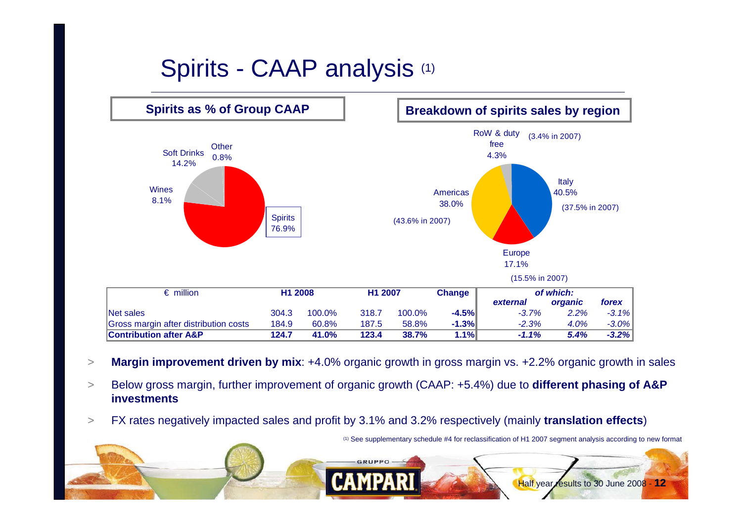# Spirits - CAAP analysis (1)

## Spirits as % of Group CAAP

Spirits 76.9%
Soft Drinks 14.2%
Wines 8.1%
Other 0.8%

## Breakdown of spirits sales by region

Italy 40.5% (37.5% in 2007)
Americas 38.0% (43.6% in 2007)
Europe 17.1% (15.5% in 2007)
RoW & duty free 4.3% (3.4% in 2007)

| € million | H1 2008 | | H1 2007 | | Change | of which: | | |
|---|---|---|---|---|---|---|---|---|
| | | | | | | *external* | *organic* | *forex* |
| Net sales | 304.3 | 100.0% | 318.7 | 100.0% | **-4.5%** | *-3.7%* | *2.2%* | *-3.1%* |
| Gross margin after distribution costs | 184.9 | 60.8% | 187.5 | 58.8% | **-1.3%** | *-2.3%* | *4.0%* | *-3.0%* |
| **Contribution after A&P** | **124.7** | **41.0%** | **123.4** | **38.7%** | **1.1%** | ***-1.1%*** | ***5.4%*** | ***-3.2%*** |

- **Margin improvement driven by mix**: +4.0% organic growth in gross margin vs. +2.2% organic growth in sales
- Below gross margin, further improvement of organic growth (CAAP: +5.4%) due to **different phasing of A&P investments**
- FX rates negatively impacted sales and profit by 3.1% and 3.2% respectively (mainly **translation effects**)

(1) See supplementary schedule #4 for reclassification of H1 2007 segment analysis according to new format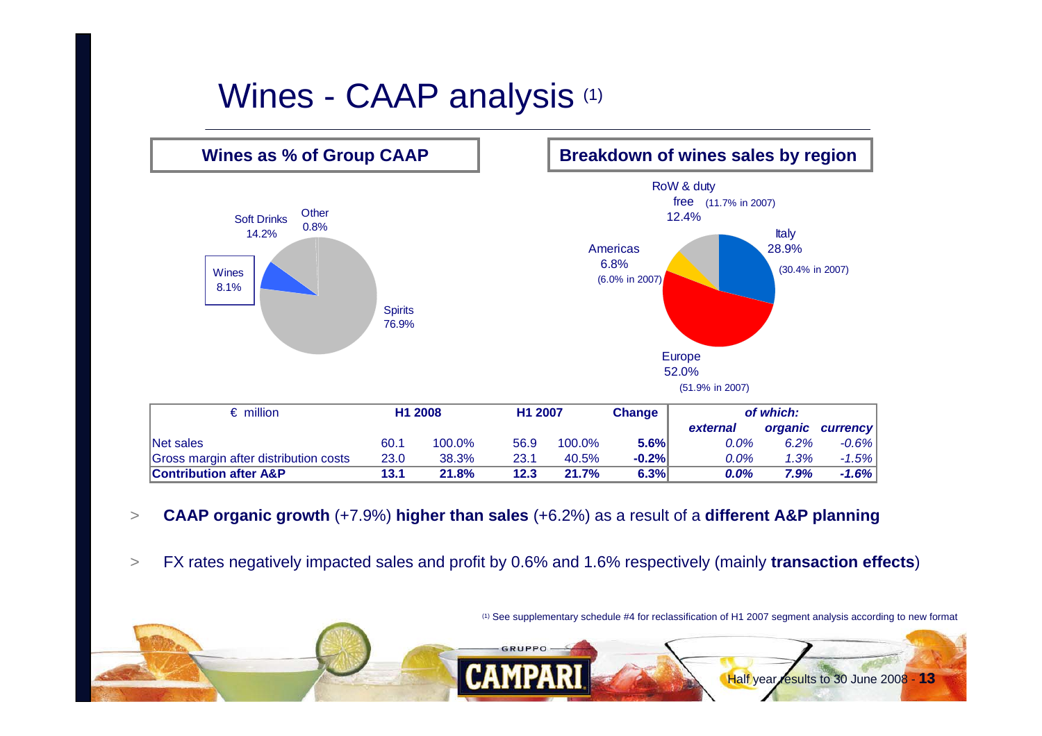# Wines - CAAP analysis [1]

**Wines as % of Group CAAP**

- Spirits 76.9%
- Soft Drinks 14.2%
- Wines 8.1%
- Other 0.8%

**Breakdown of wines sales by region**

- Italy 28.9% (30.4% in 2007)
- Europe 52.0% (51.9% in 2007)
- Americas 6.8% (6.0% in 2007)
- RoW & duty free 12.4% (11.7% in 2007)

| € million | H1 2008 | | H1 2007 | | Change | of which: | | |
|---|---|---|---|---|---|---|---|---|
| | | | | | | *external* | *organic* | *currency* |
| Net sales | 60.1 | 100.0% | 56.9 | 100.0% | **5.6%** | *0.0%* | *6.2%* | *-0.6%* |
| Gross margin after distribution costs | 23.0 | 38.3% | 23.1 | 40.5% | **-0.2%** | *0.0%* | *1.3%* | *-1.5%* |
| **Contribution after A&P** | **13.1** | **21.8%** | **12.3** | **21.7%** | **6.3%** | ***0.0%*** | ***7.9%*** | ***-1.6%*** |

> **CAAP organic growth** (+7.9%) **higher than sales** (+6.2%) as a result of a **different A&P planning**

> FX rates negatively impacted sales and profit by 0.6% and 1.6% respectively (mainly **transaction effects**)

[1] See supplementary schedule #4 for reclassification of H1 2007 segment analysis according to new format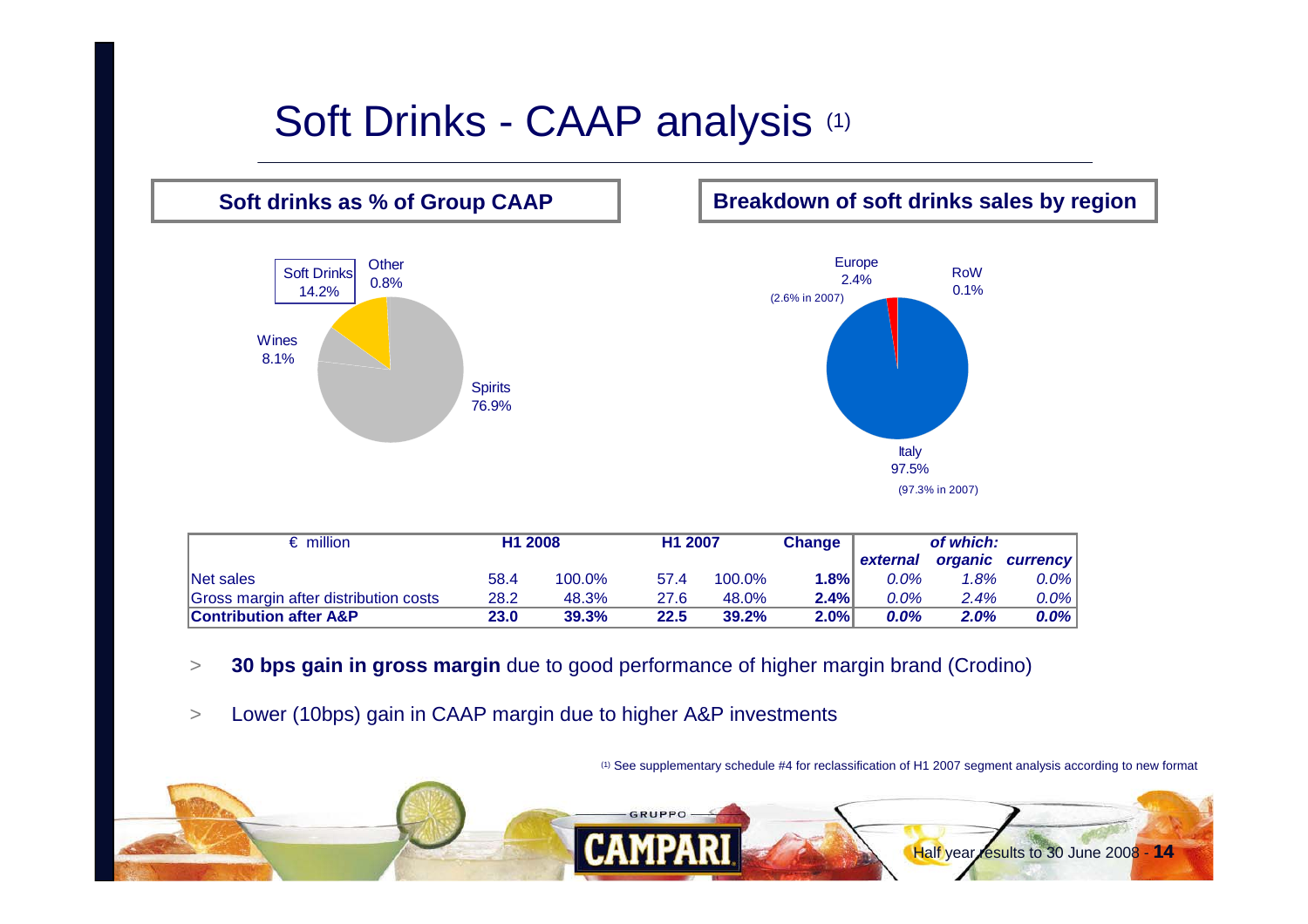# Soft Drinks - CAAP analysis (1)

**Soft drinks as % of Group CAAP**

Soft Drinks 14.2%
Other 0.8%
Wines 8.1%
Spirits 76.9%

**Breakdown of soft drinks sales by region**

Europe 2.4% (2.6% in 2007)
RoW 0.1%
Italy 97.5% (97.3% in 2007)

| € million | H1 2008 | | H1 2007 | | Change | of which: | | |
|---|---|---|---|---|---|---|---|---|
| | | | | | | *external* | *organic* | *currency* |
| Net sales | 58.4 | 100.0% | 57.4 | 100.0% | **1.8%** | *0.0%* | *1.8%* | *0.0%* |
| Gross margin after distribution costs | 28.2 | 48.3% | 27.6 | 48.0% | **2.4%** | *0.0%* | *2.4%* | *0.0%* |
| **Contribution after A&P** | **23.0** | **39.3%** | **22.5** | **39.2%** | **2.0%** | ***0.0%*** | ***2.0%*** | ***0.0%*** |

> **30 bps gain in gross margin** due to good performance of higher margin brand (Crodino)

> Lower (10bps) gain in CAAP margin due to higher A&P investments

(1) See supplementary schedule #4 for reclassification of H1 2007 segment analysis according to new format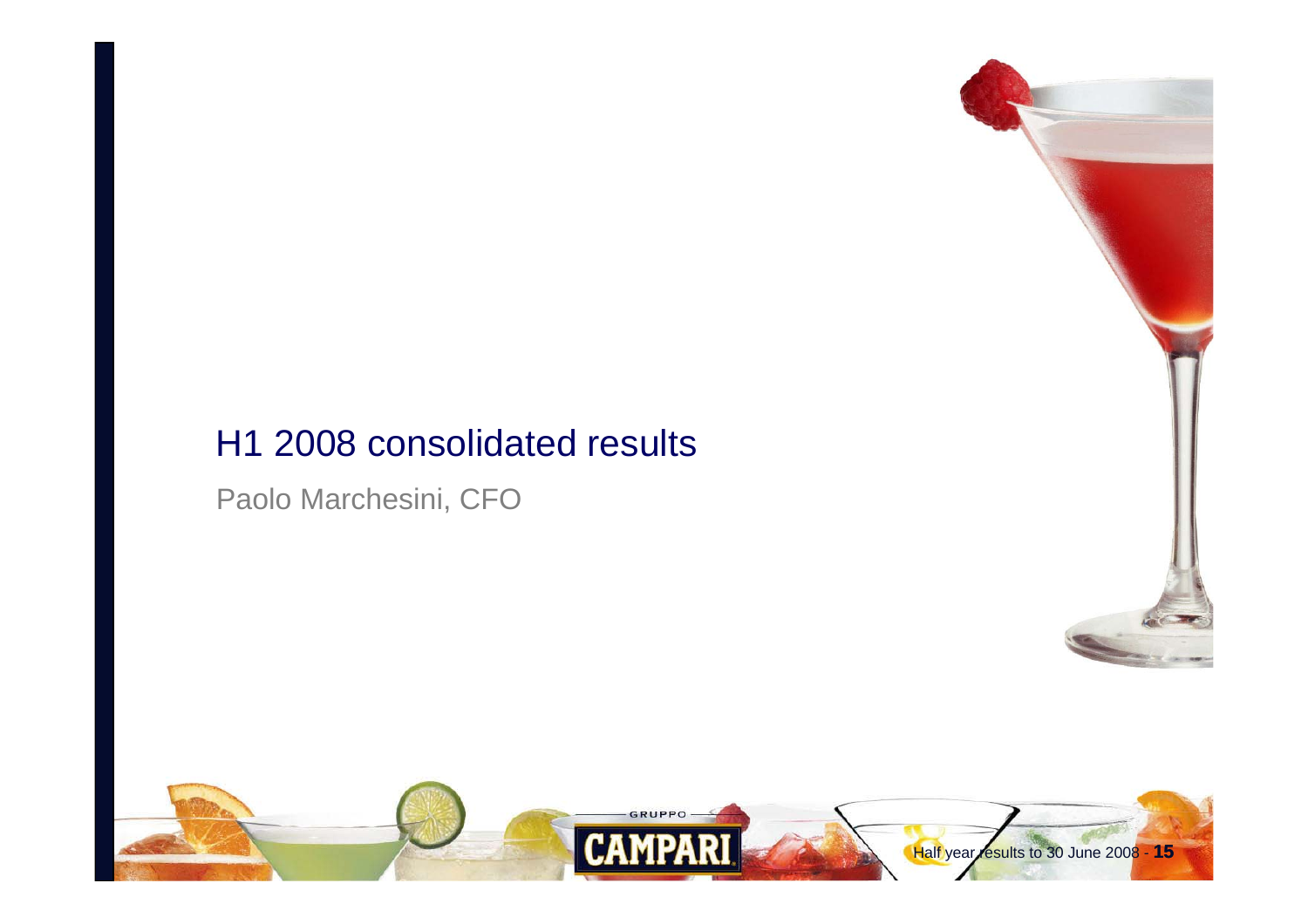# H1 2008 consolidated results

Paolo Marchesini, CFO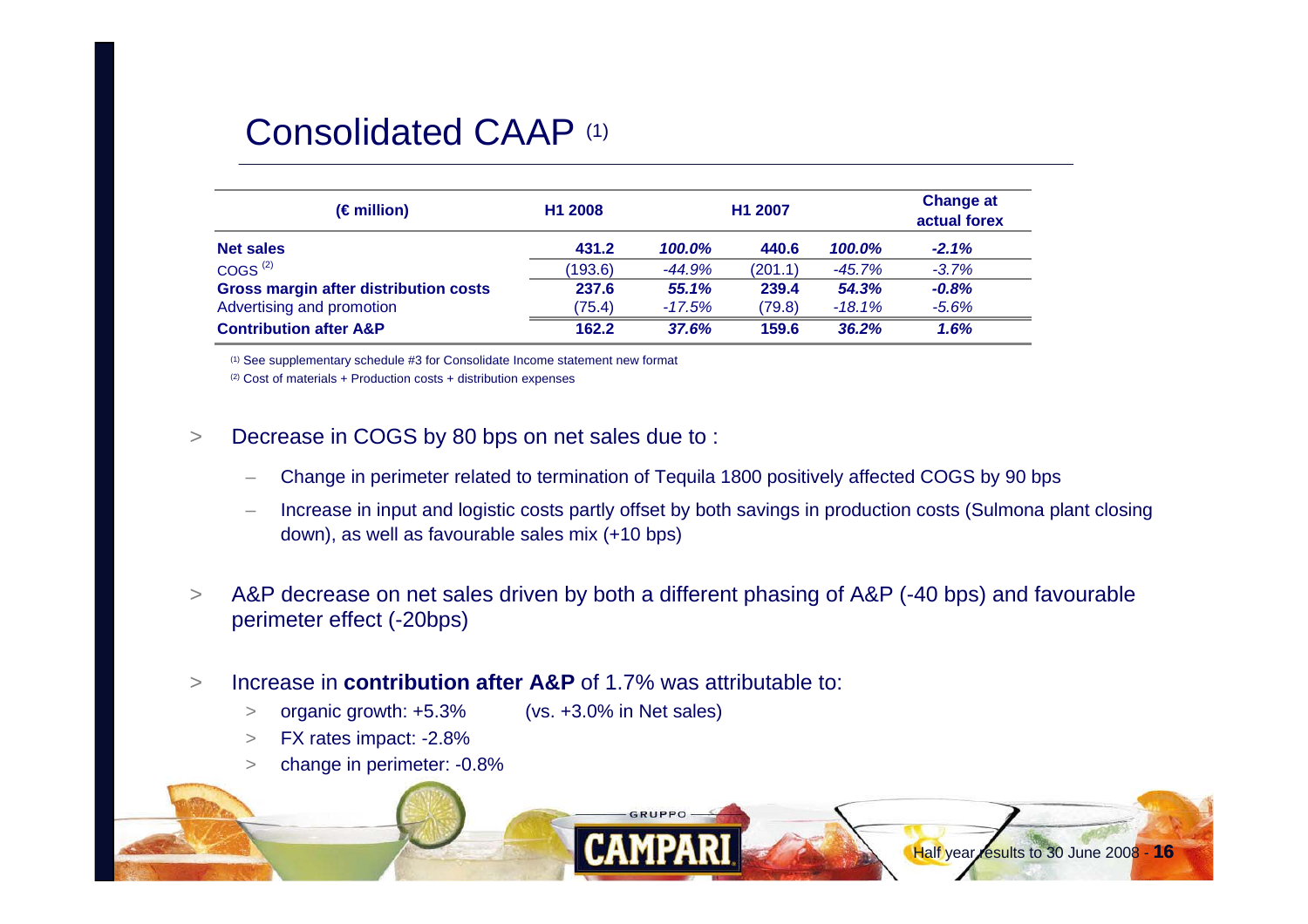# Consolidated CAAP (1)

| (€ million) | H1 2008 | | H1 2007 | | Change at actual forex |
|---|---|---|---|---|---|
| **Net sales** | **431.2** | ***100.0%*** | **440.6** | ***100.0%*** | ***-2.1%*** |
| COGS (2) | (193.6) | *-44.9%* | (201.1) | *-45.7%* | *-3.7%* |
| **Gross margin after distribution costs** | **237.6** | ***55.1%*** | **239.4** | ***54.3%*** | ***-0.8%*** |
| Advertising and promotion | (75.4) | *-17.5%* | (79.8) | *-18.1%* | *-5.6%* |
| **Contribution after A&P** | **162.2** | ***37.6%*** | **159.6** | ***36.2%*** | ***1.6%*** |

(1) See supplementary schedule #3 for Consolidate Income statement new format

(2) Cost of materials + Production costs + distribution expenses

- Decrease in COGS by 80 bps on net sales due to :
  - Change in perimeter related to termination of Tequila 1800 positively affected COGS by 90 bps
  - Increase in input and logistic costs partly offset by both savings in production costs (Sulmona plant closing down), as well as favourable sales mix (+10 bps)
- A&P decrease on net sales driven by both a different phasing of A&P (-40 bps) and favourable perimeter effect (-20bps)
- Increase in **contribution after A&P** of 1.7% was attributable to:
  - organic growth: +5.3% (vs. +3.0% in Net sales)
  - FX rates impact: -2.8%
  - change in perimeter: -0.8%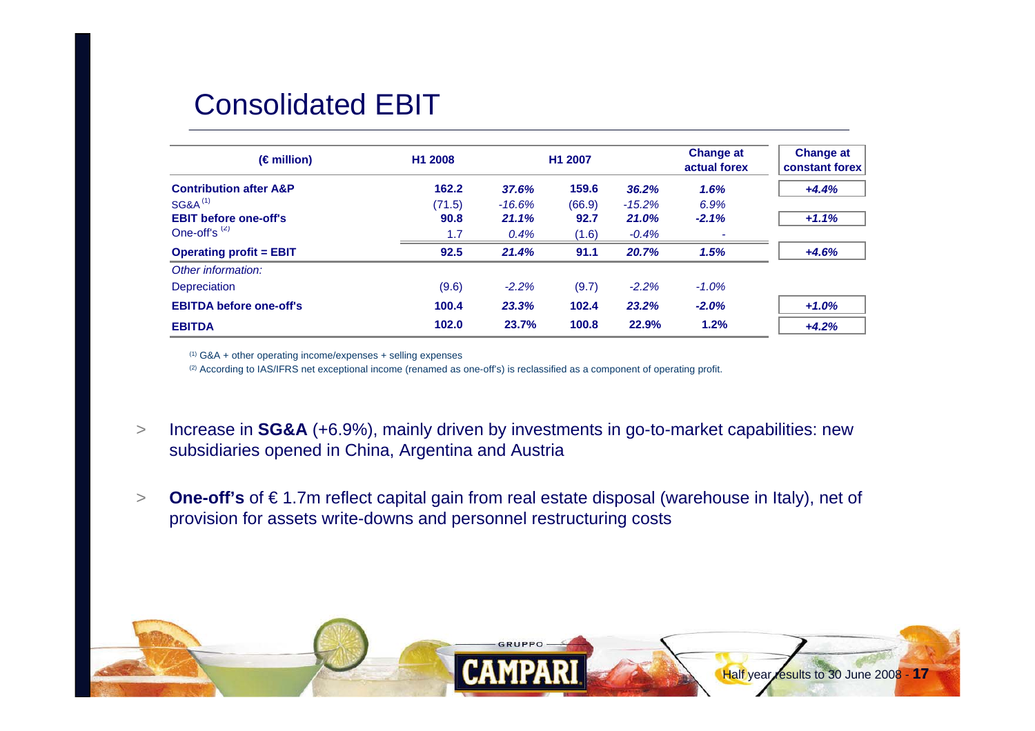# Consolidated EBIT

| (€ million) | H1 2008 | | H1 2007 | | Change at actual forex | Change at constant forex |
|---|---|---|---|---|---|---|
| **Contribution after A&P** | **162.2** | ***37.6%*** | **159.6** | ***36.2%*** | ***1.6%*** | ***+4.4%*** |
| SG&A [1] | (71.5) | *-16.6%* | (66.9) | *-15.2%* | *6.9%* | |
| **EBIT before one-off's** | **90.8** | ***21.1%*** | **92.7** | ***21.0%*** | ***-2.1%*** | ***+1.1%*** |
| One-off's [2] | 1.7 | *0.4%* | (1.6) | *-0.4%* | - | |
| **Operating profit = EBIT** | **92.5** | ***21.4%*** | **91.1** | ***20.7%*** | ***1.5%*** | ***+4.6%*** |
| *Other information:* | | | | | | |
| Depreciation | (9.6) | *-2.2%* | (9.7) | *-2.2%* | *-1.0%* | |
| **EBITDA before one-off's** | **100.4** | ***23.3%*** | **102.4** | ***23.2%*** | ***-2.0%*** | ***+1.0%*** |
| **EBITDA** | **102.0** | **23.7%** | **100.8** | **22.9%** | **1.2%** | ***+4.2%*** |

[1] G&A + other operating income/expenses + selling expenses

[2] According to IAS/IFRS net exceptional income (renamed as one-off's) is reclassified as a component of operating profit.

> Increase in **SG&A** (+6.9%), mainly driven by investments in go-to-market capabilities: new subsidiaries opened in China, Argentina and Austria

> **One-off's** of € 1.7m reflect capital gain from real estate disposal (warehouse in Italy), net of provision for assets write-downs and personnel restructuring costs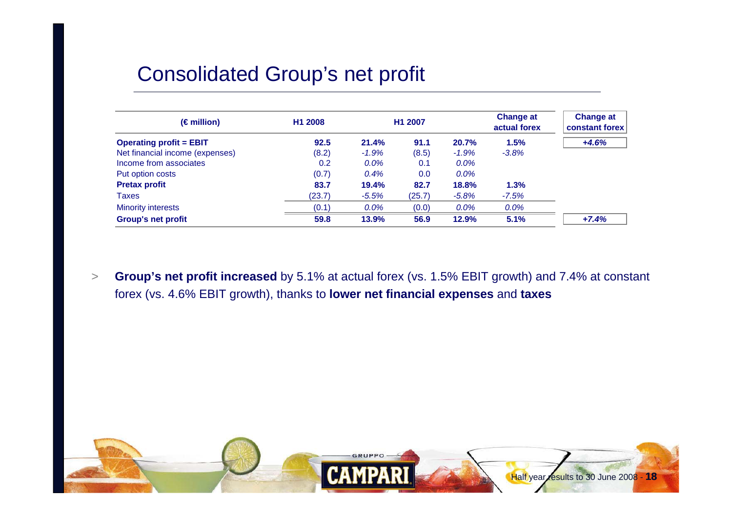# Consolidated Group's net profit

| (€ million) | H1 2008 | | H1 2007 | | Change at actual forex | Change at constant forex |
|---|---|---|---|---|---|---|
| **Operating profit = EBIT** | **92.5** | **21.4%** | **91.1** | **20.7%** | **1.5%** | ***+4.6%*** |
| Net financial income (expenses) | (8.2) | *-1.9%* | (8.5) | *-1.9%* | *-3.8%* | |
| Income from associates | 0.2 | *0.0%* | 0.1 | *0.0%* | | |
| Put option costs | (0.7) | *0.4%* | 0.0 | *0.0%* | | |
| **Pretax profit** | **83.7** | **19.4%** | **82.7** | **18.8%** | **1.3%** | |
| Taxes | (23.7) | *-5.5%* | (25.7) | *-5.8%* | *-7.5%* | |
| Minority interests | (0.1) | *0.0%* | (0.0) | *0.0%* | *0.0%* | |
| **Group's net profit** | **59.8** | **13.9%** | **56.9** | **12.9%** | **5.1%** | ***+7.4%*** |

> **Group's net profit increased** by 5.1% at actual forex (vs. 1.5% EBIT growth) and 7.4% at constant forex (vs. 4.6% EBIT growth), thanks to **lower net financial expenses** and **taxes**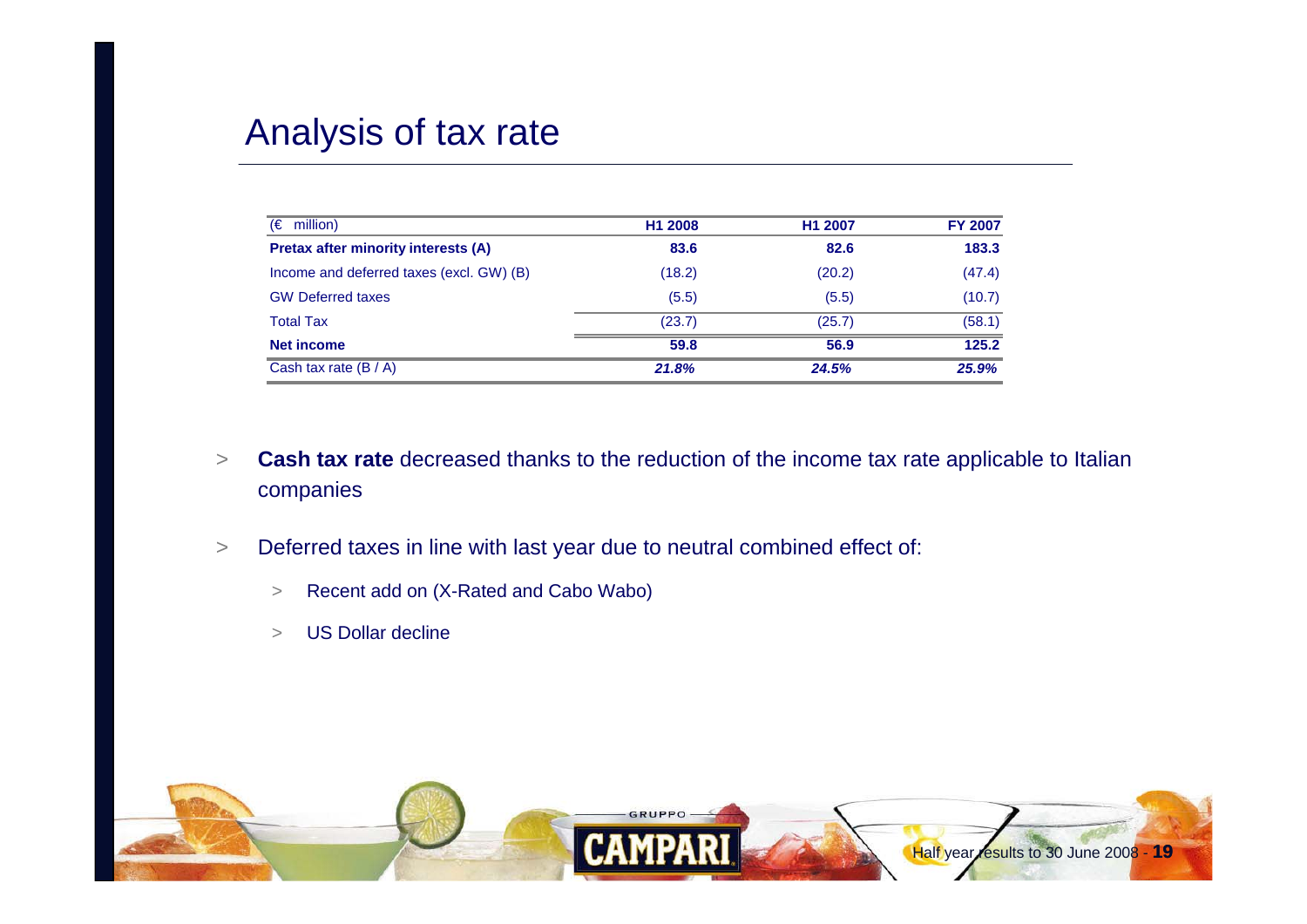# Analysis of tax rate

| (€ million) | H1 2008 | H1 2007 | FY 2007 |
|---|---|---|---|
| **Pretax after minority interests (A)** | **83.6** | **82.6** | **183.3** |
| Income and deferred taxes (excl. GW) (B) | (18.2) | (20.2) | (47.4) |
| GW Deferred taxes | (5.5) | (5.5) | (10.7) |
| Total Tax | (23.7) | (25.7) | (58.1) |
| **Net income** | **59.8** | **56.9** | **125.2** |
| Cash tax rate (B / A) | ***21.8%*** | ***24.5%*** | ***25.9%*** |

- **Cash tax rate** decreased thanks to the reduction of the income tax rate applicable to Italian companies
- Deferred taxes in line with last year due to neutral combined effect of:
  - Recent add on (X-Rated and Cabo Wabo)
  - US Dollar decline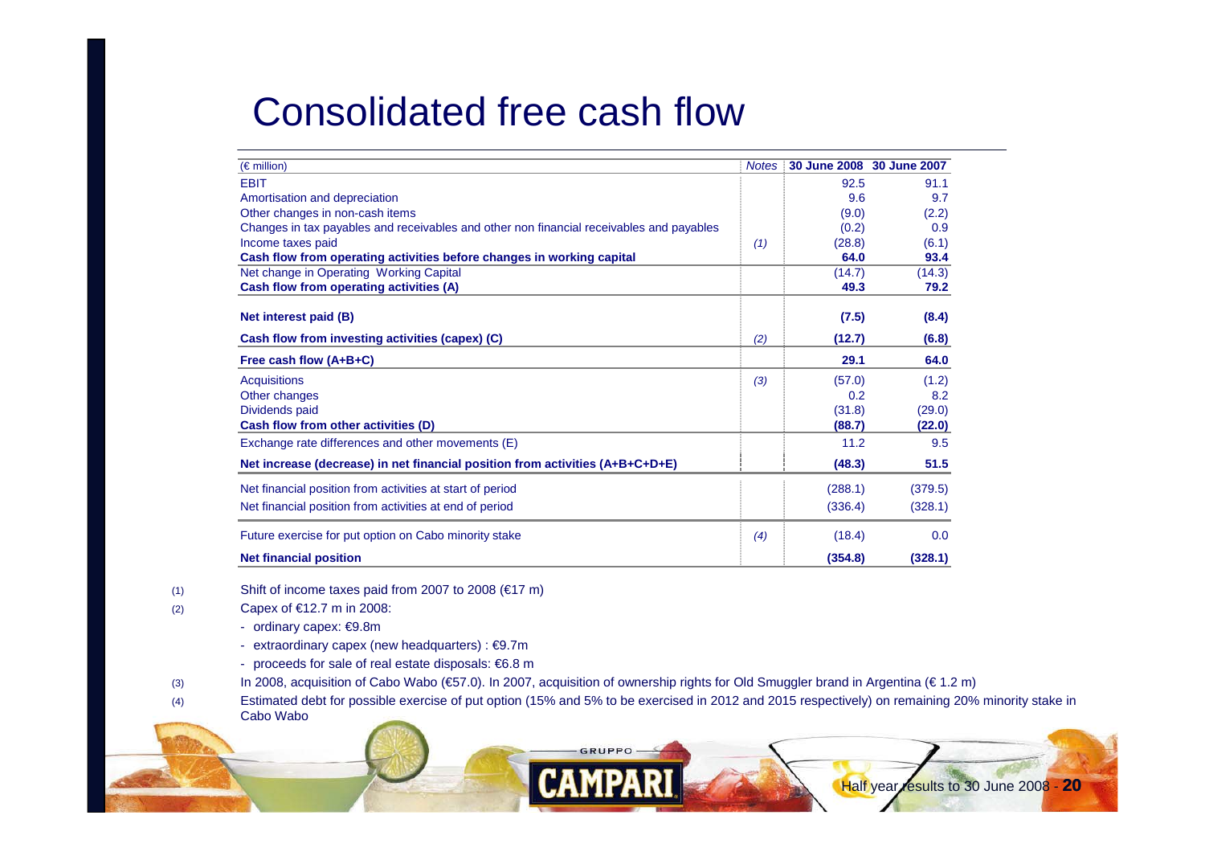# Consolidated free cash flow

| (€ million) | Notes | 30 June 2008 | 30 June 2007 |
|---|---|---|---|
| EBIT | | 92.5 | 91.1 |
| Amortisation and depreciation | | 9.6 | 9.7 |
| Other changes in non-cash items | | (9.0) | (2.2) |
| Changes in tax payables and receivables and other non financial receivables and payables | | (0.2) | 0.9 |
| Income taxes paid | (1) | (28.8) | (6.1) |
| **Cash flow from operating activities before changes in working capital** | | **64.0** | **93.4** |
| Net change in Operating Working Capital | | (14.7) | (14.3) |
| **Cash flow from operating activities (A)** | | **49.3** | **79.2** |
| **Net interest paid (B)** | | **(7.5)** | **(8.4)** |
| **Cash flow from investing activities (capex) (C)** | (2) | **(12.7)** | **(6.8)** |
| **Free cash flow (A+B+C)** | | **29.1** | **64.0** |
| Acquisitions | (3) | (57.0) | (1.2) |
| Other changes | | 0.2 | 8.2 |
| Dividends paid | | (31.8) | (29.0) |
| **Cash flow from other activities (D)** | | **(88.7)** | **(22.0)** |
| Exchange rate differences and other movements (E) | | 11.2 | 9.5 |
| **Net increase (decrease) in net financial position from activities (A+B+C+D+E)** | | **(48.3)** | **51.5** |
| Net financial position from activities at start of period | | (288.1) | (379.5) |
| Net financial position from activities at end of period | | (336.4) | (328.1) |
| Future exercise for put option on Cabo minority stake | (4) | (18.4) | 0.0 |
| **Net financial position** | | **(354.8)** | **(328.1)** |

(1) Shift of income taxes paid from 2007 to 2008 (€17 m)

(2) Capex of €12.7 m in 2008:
- ordinary capex: €9.8m
- extraordinary capex (new headquarters) : €9.7m
- proceeds for sale of real estate disposals: €6.8 m

(3) In 2008, acquisition of Cabo Wabo (€57.0). In 2007, acquisition of ownership rights for Old Smuggler brand in Argentina (€ 1.2 m)

(4) Estimated debt for possible exercise of put option (15% and 5% to be exercised in 2012 and 2015 respectively) on remaining 20% minority stake in Cabo Wabo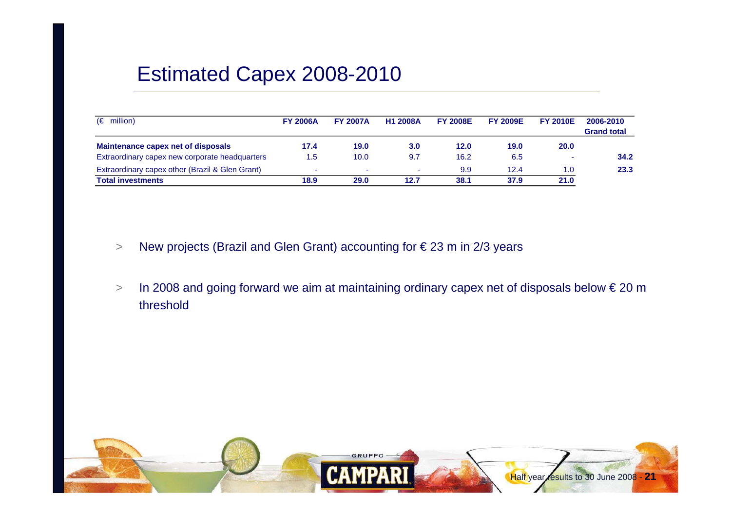# Estimated Capex 2008-2010

| (€ million) | FY 2006A | FY 2007A | H1 2008A | FY 2008E | FY 2009E | FY 2010E | 2006-2010 Grand total |
|---|---|---|---|---|---|---|---|
| **Maintenance capex net of disposals** | **17.4** | **19.0** | **3.0** | **12.0** | **19.0** | **20.0** | |
| Extraordinary capex new corporate headquarters | 1.5 | 10.0 | 9.7 | 16.2 | 6.5 | - | **34.2** |
| Extraordinary capex other (Brazil & Glen Grant) | - | - | - | 9.9 | 12.4 | 1.0 | **23.3** |
| **Total investments** | **18.9** | **29.0** | **12.7** | **38.1** | **37.9** | **21.0** | |

- New projects (Brazil and Glen Grant) accounting for € 23 m in 2/3 years
- In 2008 and going forward we aim at maintaining ordinary capex net of disposals below € 20 m threshold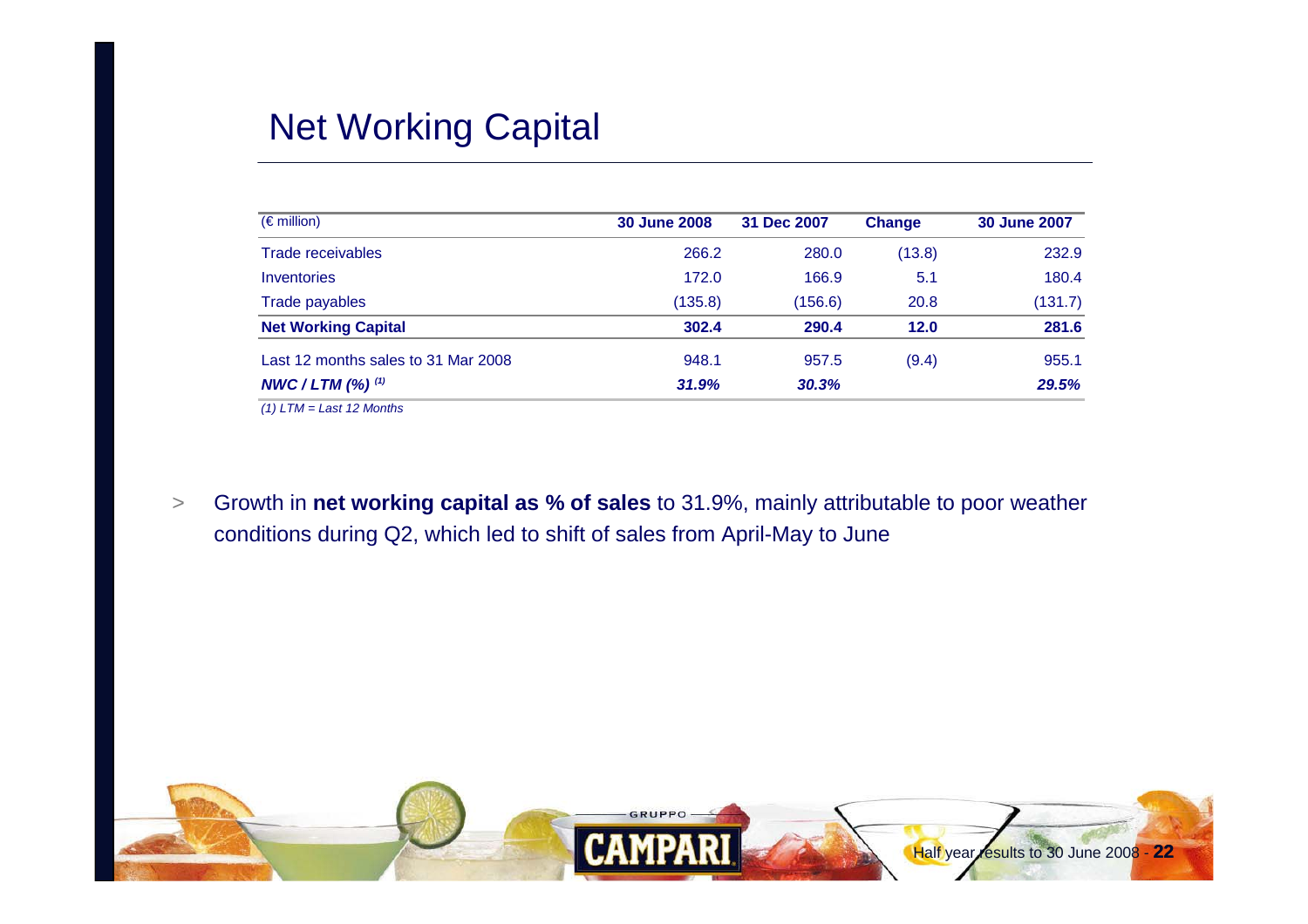# Net Working Capital

| (€ million) | 30 June 2008 | 31 Dec 2007 | Change | 30 June 2007 |
|---|---|---|---|---|
| Trade receivables | 266.2 | 280.0 | (13.8) | 232.9 |
| Inventories | 172.0 | 166.9 | 5.1 | 180.4 |
| Trade payables | (135.8) | (156.6) | 20.8 | (131.7) |
| **Net Working Capital** | **302.4** | **290.4** | **12.0** | **281.6** |
| Last 12 months sales to 31 Mar 2008 | 948.1 | 957.5 | (9.4) | 955.1 |
| ***NWC / LTM (%)*** [(1)] | ***31.9%*** | ***30.3%*** | | ***29.5%*** |

*(1) LTM = Last 12 Months*

> Growth in **net working capital as % of sales** to 31.9%, mainly attributable to poor weather conditions during Q2, which led to shift of sales from April-May to June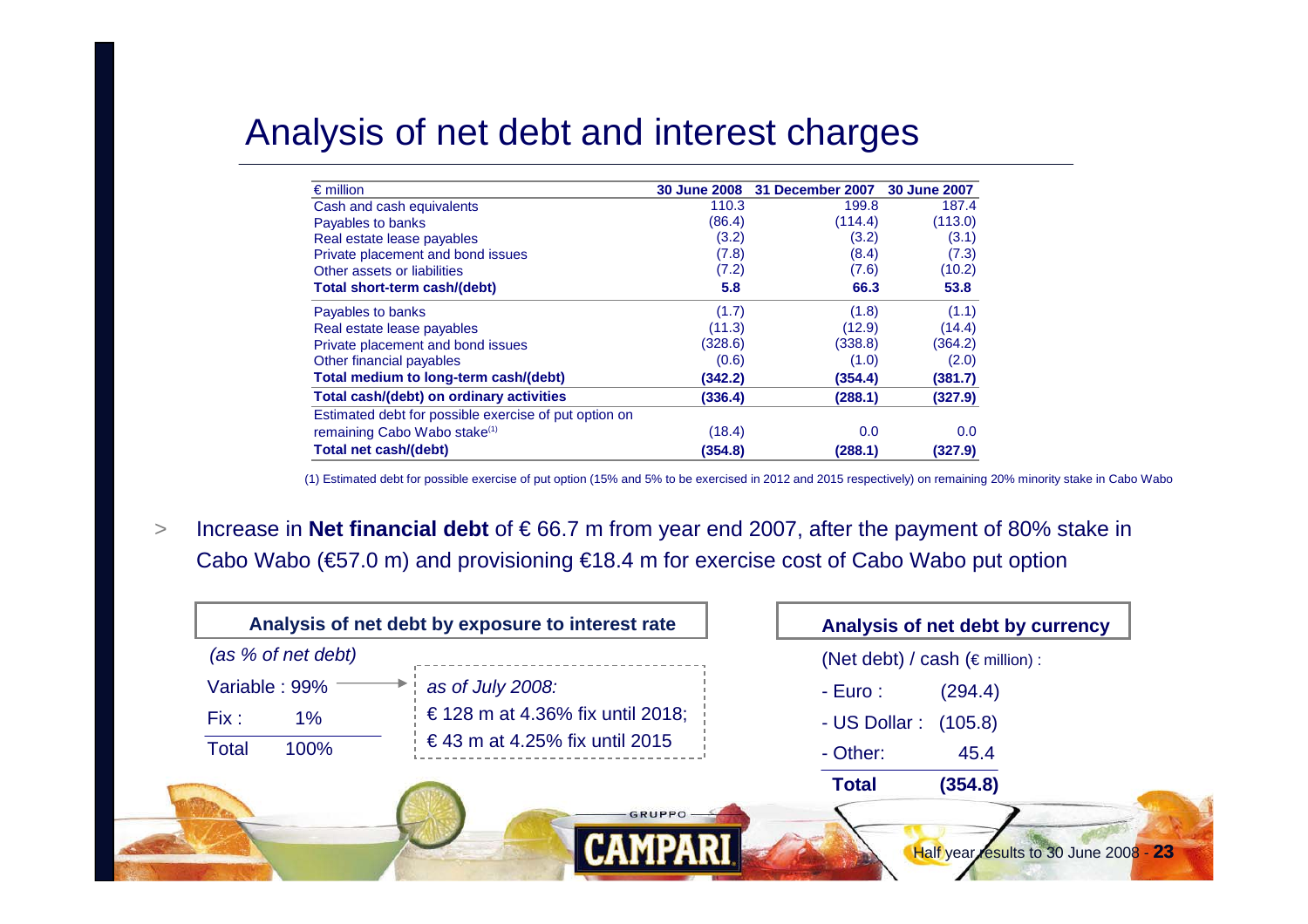# Analysis of net debt and interest charges

| € million | 30 June 2008 | 31 December 2007 | 30 June 2007 |
|---|---|---|---|
| Cash and cash equivalents | 110.3 | 199.8 | 187.4 |
| Payables to banks | (86.4) | (114.4) | (113.0) |
| Real estate lease payables | (3.2) | (3.2) | (3.1) |
| Private placement and bond issues | (7.8) | (8.4) | (7.3) |
| Other assets or liabilities | (7.2) | (7.6) | (10.2) |
| **Total short-term cash/(debt)** | **5.8** | **66.3** | **53.8** |
| Payables to banks | (1.7) | (1.8) | (1.1) |
| Real estate lease payables | (11.3) | (12.9) | (14.4) |
| Private placement and bond issues | (328.6) | (338.8) | (364.2) |
| Other financial payables | (0.6) | (1.0) | (2.0) |
| **Total medium to long-term cash/(debt)** | **(342.2)** | **(354.4)** | **(381.7)** |
| **Total cash/(debt) on ordinary activities** | **(336.4)** | **(288.1)** | **(327.9)** |
| Estimated debt for possible exercise of put option on remaining Cabo Wabo stake[1] | (18.4) | 0.0 | 0.0 |
| **Total net cash/(debt)** | **(354.8)** | **(288.1)** | **(327.9)** |

(1) Estimated debt for possible exercise of put option (15% and 5% to be exercised in 2012 and 2015 respectively) on remaining 20% minority stake in Cabo Wabo

> Increase in **Net financial debt** of € 66.7 m from year end 2007, after the payment of 80% stake in Cabo Wabo (€57.0 m) and provisioning €18.4 m for exercise cost of Cabo Wabo put option

### Analysis of net debt by exposure to interest rate

*(as % of net debt)*

| | |
|---|---|
| Variable : | 99% |
| Fix : | 1% |
| Total | 100% |

*as of July 2008:*
€ 128 m at 4.36% fix until 2018;
€ 43 m at 4.25% fix until 2015

### Analysis of net debt by currency

(Net debt) / cash (€ million) :

| | |
|---|---|
| - Euro : | (294.4) |
| - US Dollar : | (105.8) |
| - Other: | 45.4 |
| **Total** | **(354.8)** |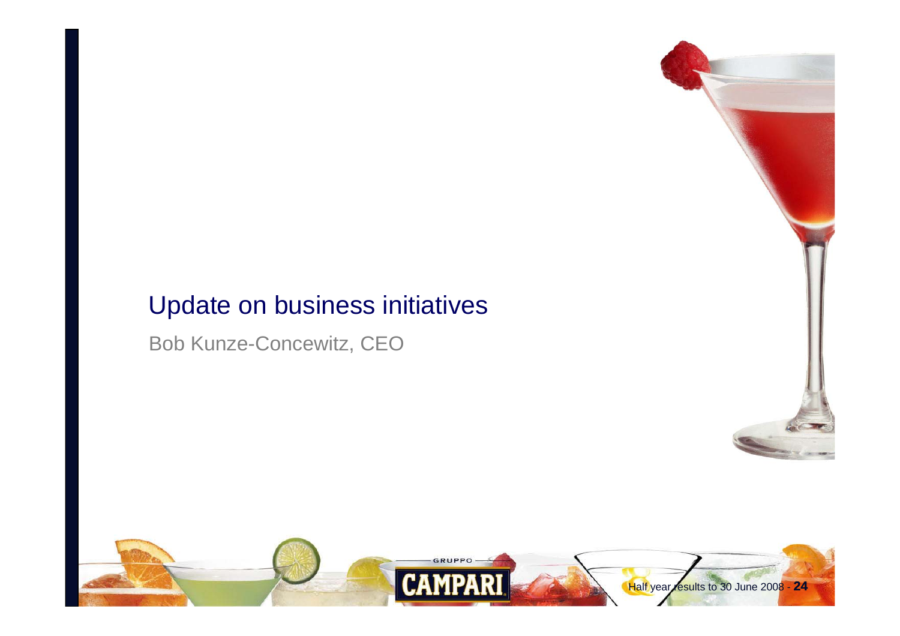# Update on business initiatives

Bob Kunze-Concewitz, CEO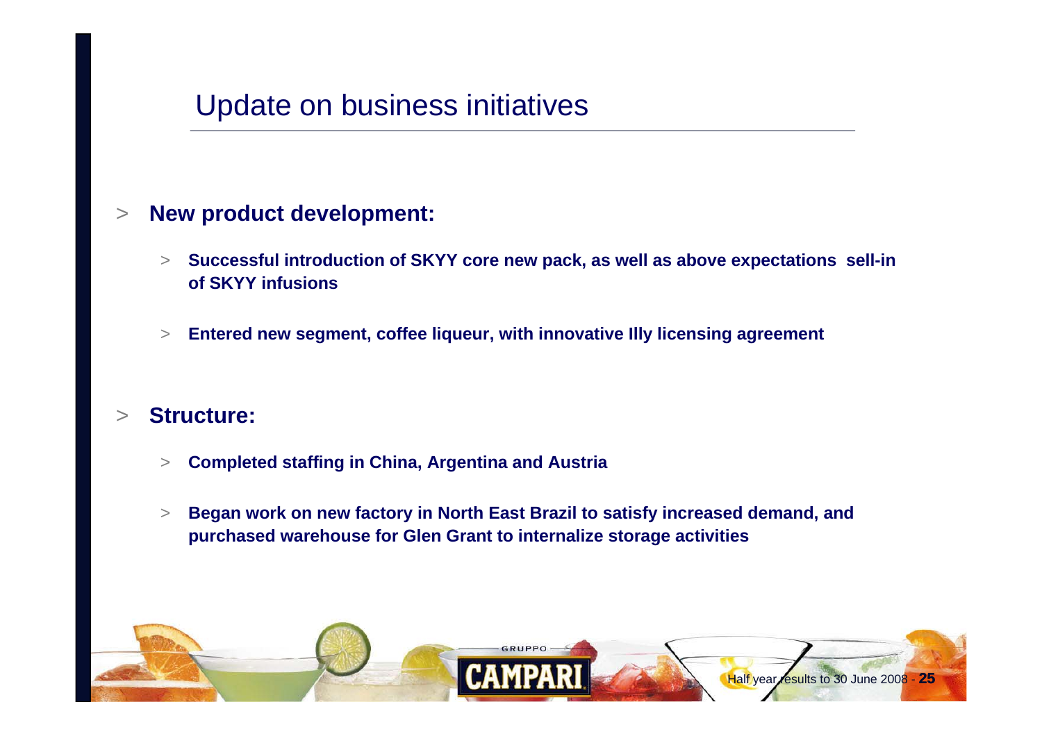# Update on business initiatives

- **New product development:**
  - **Successful introduction of SKYY core new pack, as well as above expectations sell-in of SKYY infusions**
  - **Entered new segment, coffee liqueur, with innovative Illy licensing agreement**

- **Structure:**
  - **Completed staffing in China, Argentina and Austria**
  - **Began work on new factory in North East Brazil to satisfy increased demand, and purchased warehouse for Glen Grant to internalize storage activities**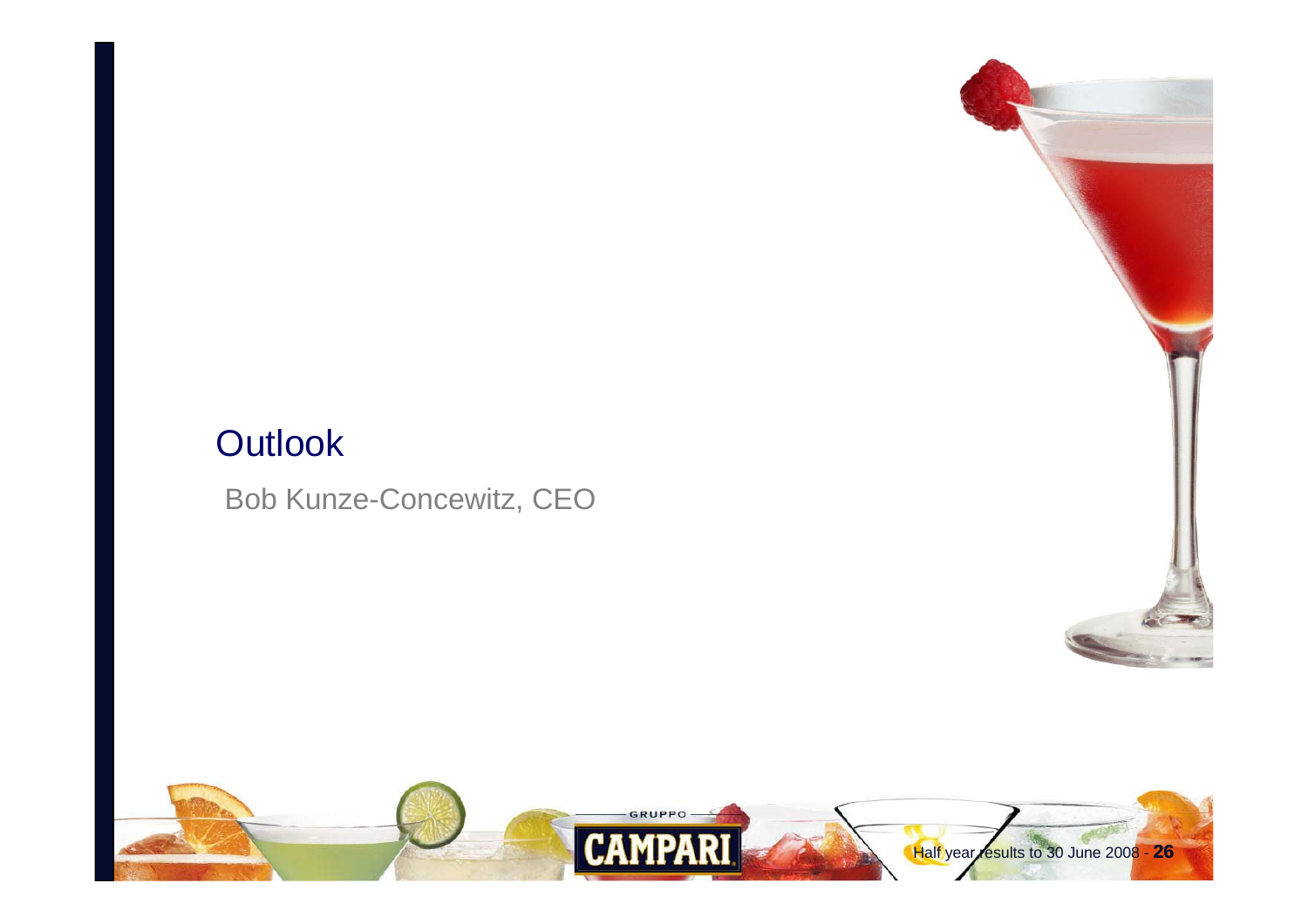# Outlook

Bob Kunze-Concewitz, CEO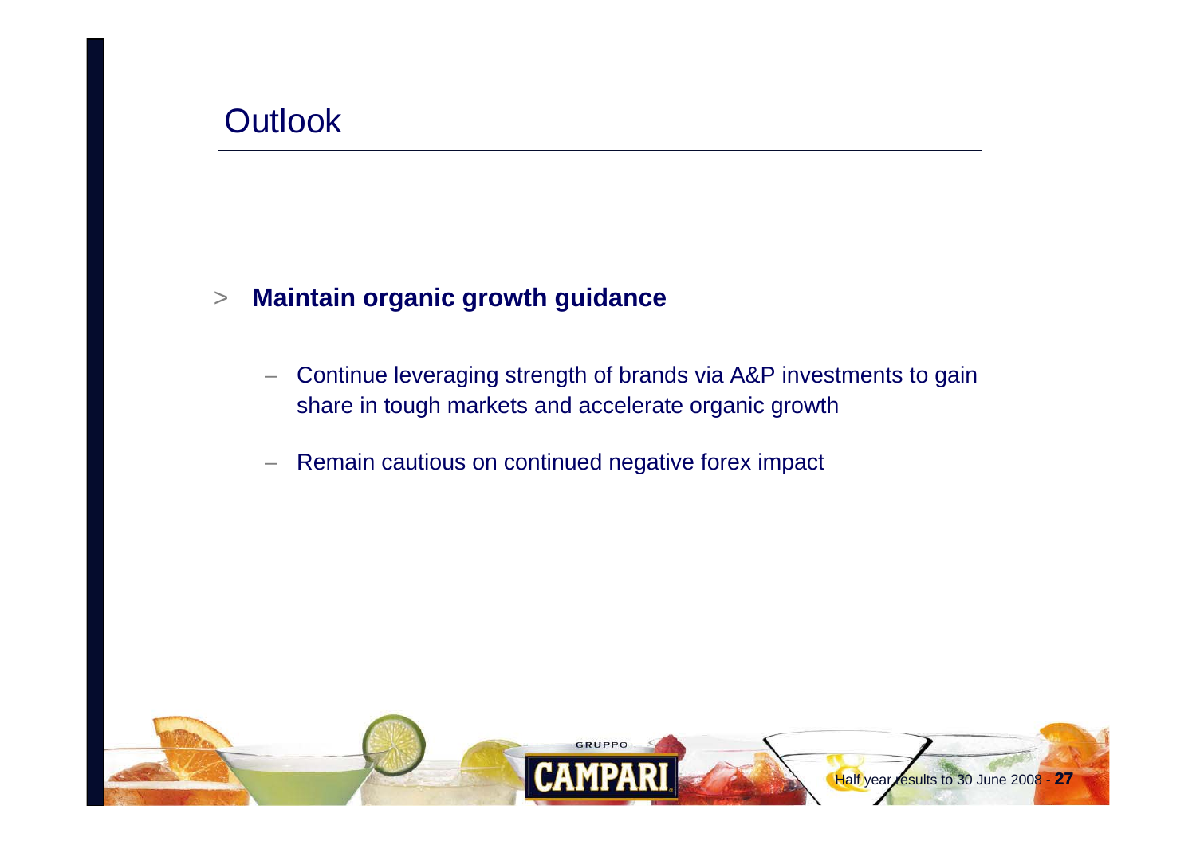# Outlook

- **Maintain organic growth guidance**
  - Continue leveraging strength of brands via A&P investments to gain share in tough markets and accelerate organic growth
  - Remain cautious on continued negative forex impact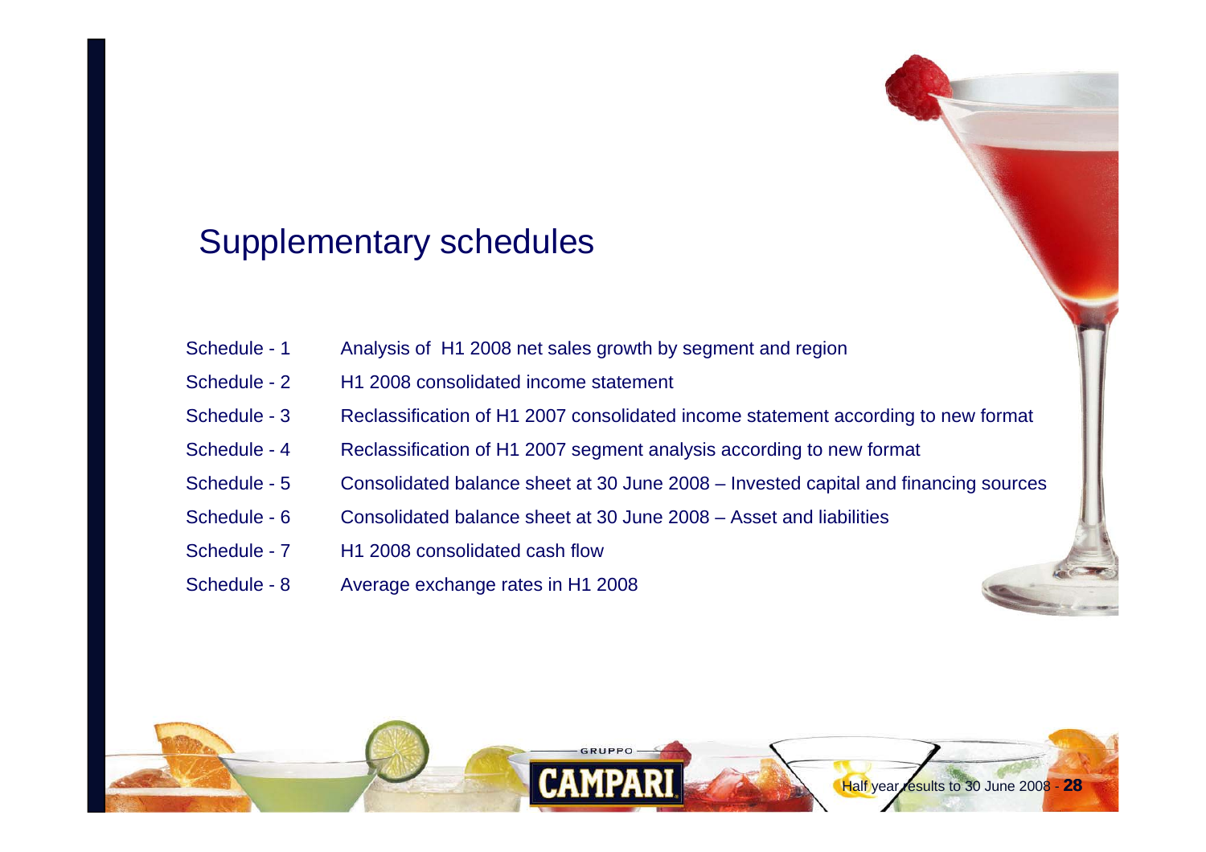# Supplementary schedules

| | |
|---|---|
| Schedule - 1 | Analysis of H1 2008 net sales growth by segment and region |
| Schedule - 2 | H1 2008 consolidated income statement |
| Schedule - 3 | Reclassification of H1 2007 consolidated income statement according to new format |
| Schedule - 4 | Reclassification of H1 2007 segment analysis according to new format |
| Schedule - 5 | Consolidated balance sheet at 30 June 2008 – Invested capital and financing sources |
| Schedule - 6 | Consolidated balance sheet at 30 June 2008 – Asset and liabilities |
| Schedule - 7 | H1 2008 consolidated cash flow |
| Schedule - 8 | Average exchange rates in H1 2008 |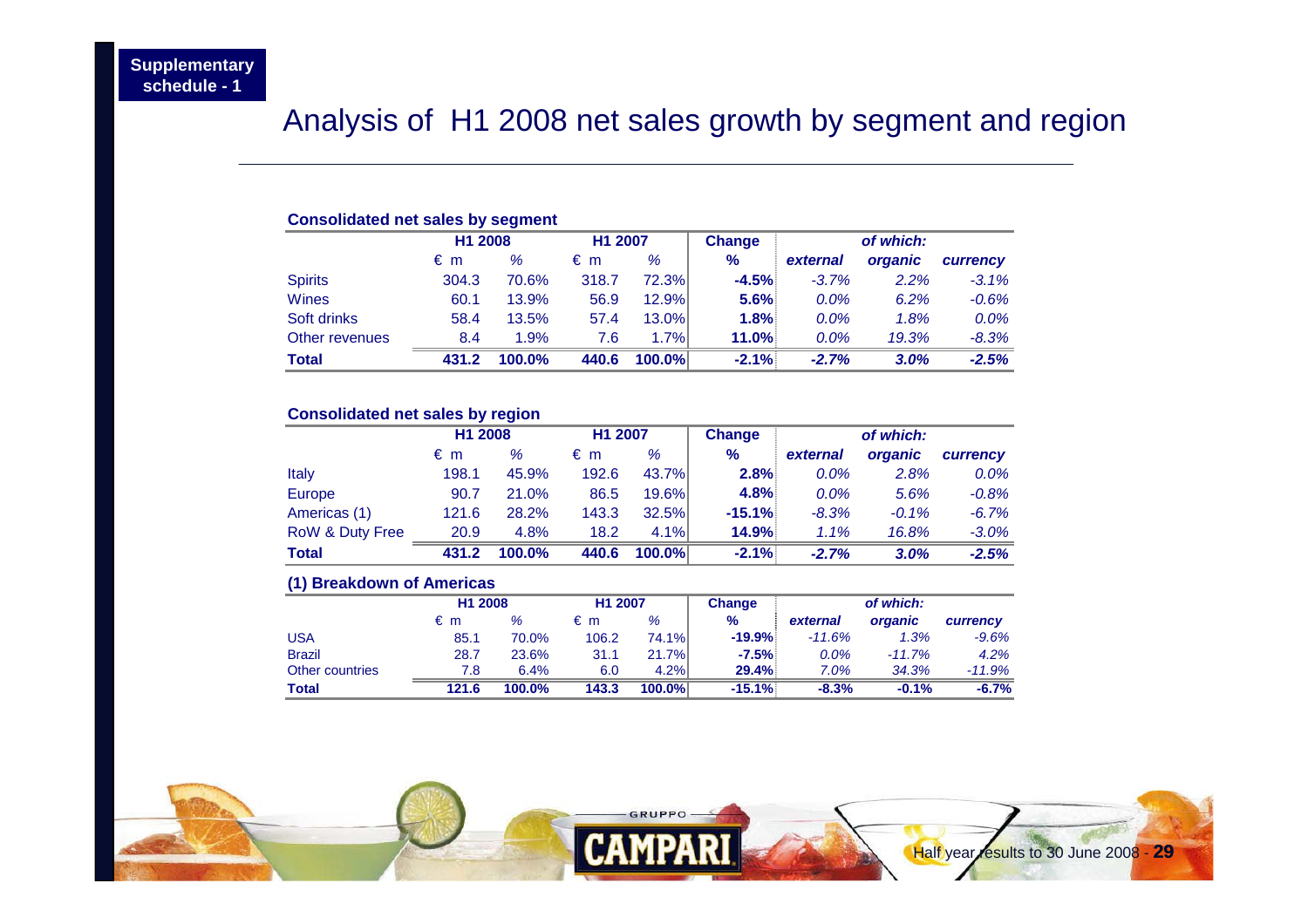Supplementary schedule - 1

# Analysis of H1 2008 net sales growth by segment and region

### Consolidated net sales by segment

| | H1 2008 | | H1 2007 | | Change | of which: | | |
|---|---|---|---|---|---|---|---|---|
| | € m | % | € m | % | % | *external* | *organic* | *currency* |
| Spirits | 304.3 | 70.6% | 318.7 | 72.3% | **-4.5%** | *-3.7%* | *2.2%* | *-3.1%* |
| Wines | 60.1 | 13.9% | 56.9 | 12.9% | **5.6%** | *0.0%* | *6.2%* | *-0.6%* |
| Soft drinks | 58.4 | 13.5% | 57.4 | 13.0% | **1.8%** | *0.0%* | *1.8%* | *0.0%* |
| Other revenues | 8.4 | 1.9% | 7.6 | 1.7% | **11.0%** | *0.0%* | *19.3%* | *-8.3%* |
| **Total** | **431.2** | **100.0%** | **440.6** | **100.0%** | **-2.1%** | ***-2.7%*** | ***3.0%*** | ***-2.5%*** |

### Consolidated net sales by region

| | H1 2008 | | H1 2007 | | Change | of which: | | |
|---|---|---|---|---|---|---|---|---|
| | € m | % | € m | % | % | *external* | *organic* | *currency* |
| Italy | 198.1 | 45.9% | 192.6 | 43.7% | **2.8%** | *0.0%* | *2.8%* | *0.0%* |
| Europe | 90.7 | 21.0% | 86.5 | 19.6% | **4.8%** | *0.0%* | *5.6%* | *-0.8%* |
| Americas (1) | 121.6 | 28.2% | 143.3 | 32.5% | **-15.1%** | *-8.3%* | *-0.1%* | *-6.7%* |
| RoW & Duty Free | 20.9 | 4.8% | 18.2 | 4.1% | **14.9%** | *1.1%* | *16.8%* | *-3.0%* |
| **Total** | **431.2** | **100.0%** | **440.6** | **100.0%** | **-2.1%** | ***-2.7%*** | ***3.0%*** | ***-2.5%*** |

### (1) Breakdown of Americas

| | H1 2008 | | H1 2007 | | Change | of which: | | |
|---|---|---|---|---|---|---|---|---|
| | € m | % | € m | % | % | *external* | *organic* | *currency* |
| USA | 85.1 | 70.0% | 106.2 | 74.1% | **-19.9%** | *-11.6%* | *1.3%* | *-9.6%* |
| Brazil | 28.7 | 23.6% | 31.1 | 21.7% | **-7.5%** | *0.0%* | *-11.7%* | *4.2%* |
| Other countries | 7.8 | 6.4% | 6.0 | 4.2% | **29.4%** | *7.0%* | *34.3%* | *-11.9%* |
| **Total** | **121.6** | **100.0%** | **143.3** | **100.0%** | **-15.1%** | **-8.3%** | **-0.1%** | **-6.7%** |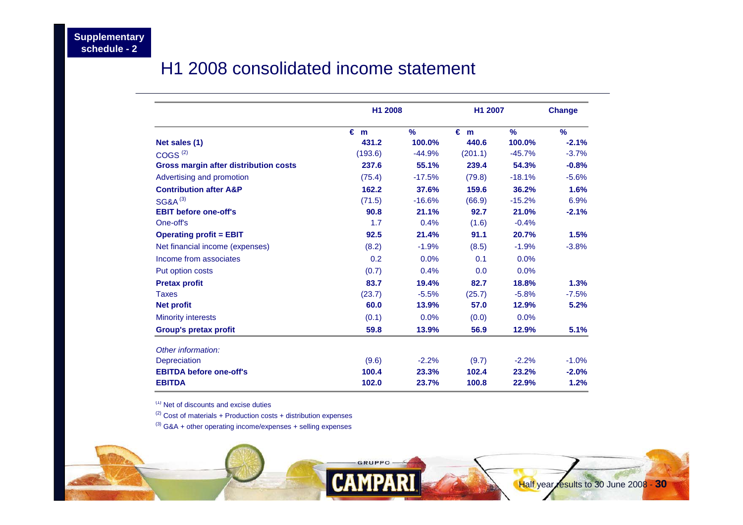Supplementary schedule - 2

# H1 2008 consolidated income statement

| | H1 2008 | | H1 2007 | | Change |
|---|---|---|---|---|---|
| | € m | % | € m | % | % |
| **Net sales (1)** | **431.2** | **100.0%** | **440.6** | **100.0%** | **-2.1%** |
| COGS [2] | (193.6) | -44.9% | (201.1) | -45.7% | -3.7% |
| **Gross margin after distribution costs** | **237.6** | **55.1%** | **239.4** | **54.3%** | **-0.8%** |
| Advertising and promotion | (75.4) | -17.5% | (79.8) | -18.1% | -5.6% |
| **Contribution after A&P** | **162.2** | **37.6%** | **159.6** | **36.2%** | **1.6%** |
| SG&A [3] | (71.5) | -16.6% | (66.9) | -15.2% | 6.9% |
| **EBIT before one-off's** | **90.8** | **21.1%** | **92.7** | **21.0%** | **-2.1%** |
| One-off's | 1.7 | 0.4% | (1.6) | -0.4% | |
| **Operating profit = EBIT** | **92.5** | **21.4%** | **91.1** | **20.7%** | **1.5%** |
| Net financial income (expenses) | (8.2) | -1.9% | (8.5) | -1.9% | -3.8% |
| Income from associates | 0.2 | 0.0% | 0.1 | 0.0% | |
| Put option costs | (0.7) | 0.4% | 0.0 | 0.0% | |
| **Pretax profit** | **83.7** | **19.4%** | **82.7** | **18.8%** | **1.3%** |
| Taxes | (23.7) | -5.5% | (25.7) | -5.8% | -7.5% |
| **Net profit** | **60.0** | **13.9%** | **57.0** | **12.9%** | **5.2%** |
| Minority interests | (0.1) | 0.0% | (0.0) | 0.0% | |
| **Group's pretax profit** | **59.8** | **13.9%** | **56.9** | **12.9%** | **5.1%** |
| *Other information:* | | | | | |
| Depreciation | (9.6) | -2.2% | (9.7) | -2.2% | -1.0% |
| **EBITDA before one-off's** | **100.4** | **23.3%** | **102.4** | **23.2%** | **-2.0%** |
| **EBITDA** | **102.0** | **23.7%** | **100.8** | **22.9%** | **1.2%** |

[1] Net of discounts and excise duties

[2] Cost of materials + Production costs + distribution expenses

[3] G&A + other operating income/expenses + selling expenses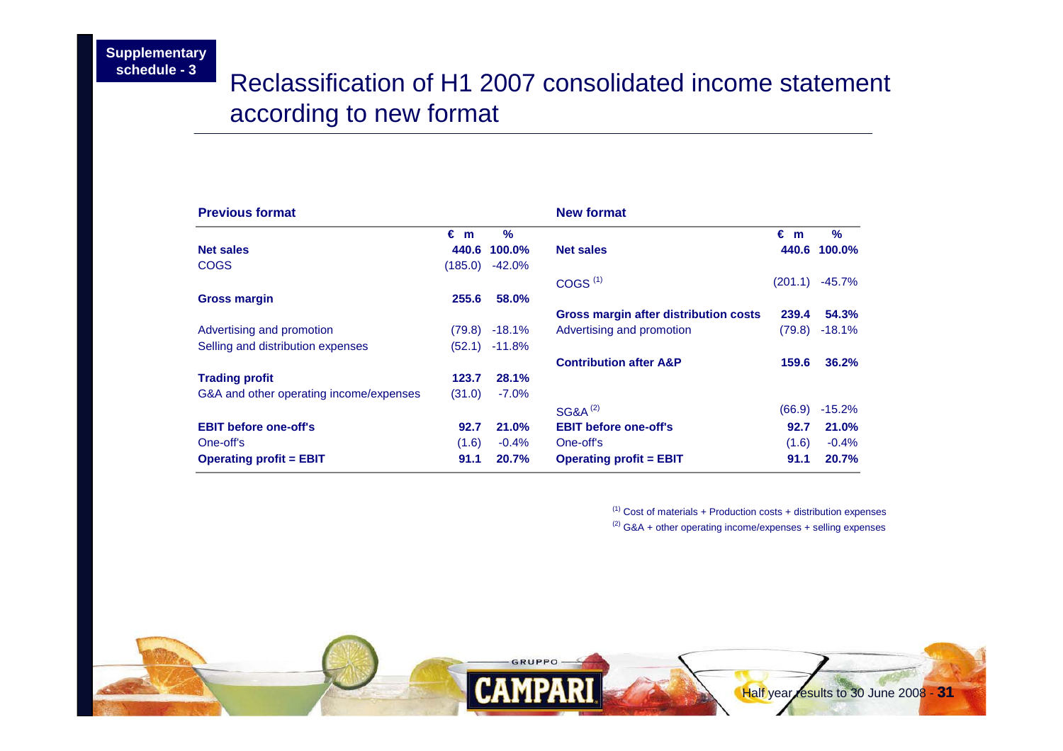Supplementary schedule - 3

# Reclassification of H1 2007 consolidated income statement according to new format

| **Previous format** | € m | % | **New format** | € m | % |
|---|---|---|---|---|---|
| **Net sales** | **440.6** | **100.0%** | **Net sales** | **440.6** | **100.0%** |
| COGS | (185.0) | -42.0% | | | |
| | | | COGS [1] | (201.1) | -45.7% |
| **Gross margin** | **255.6** | **58.0%** | | | |
| | | | **Gross margin after distribution costs** | **239.4** | **54.3%** |
| Advertising and promotion | (79.8) | -18.1% | Advertising and promotion | (79.8) | -18.1% |
| Selling and distribution expenses | (52.1) | -11.8% | | | |
| | | | **Contribution after A&P** | **159.6** | **36.2%** |
| **Trading profit** | **123.7** | **28.1%** | | | |
| G&A and other operating income/expenses | (31.0) | -7.0% | | | |
| | | | SG&A [2] | (66.9) | -15.2% |
| **EBIT before one-off's** | **92.7** | **21.0%** | **EBIT before one-off's** | **92.7** | **21.0%** |
| One-off's | (1.6) | -0.4% | One-off's | (1.6) | -0.4% |
| **Operating profit = EBIT** | **91.1** | **20.7%** | **Operating profit = EBIT** | **91.1** | **20.7%** |

[1] Cost of materials + Production costs + distribution expenses

[2] G&A + other operating income/expenses + selling expenses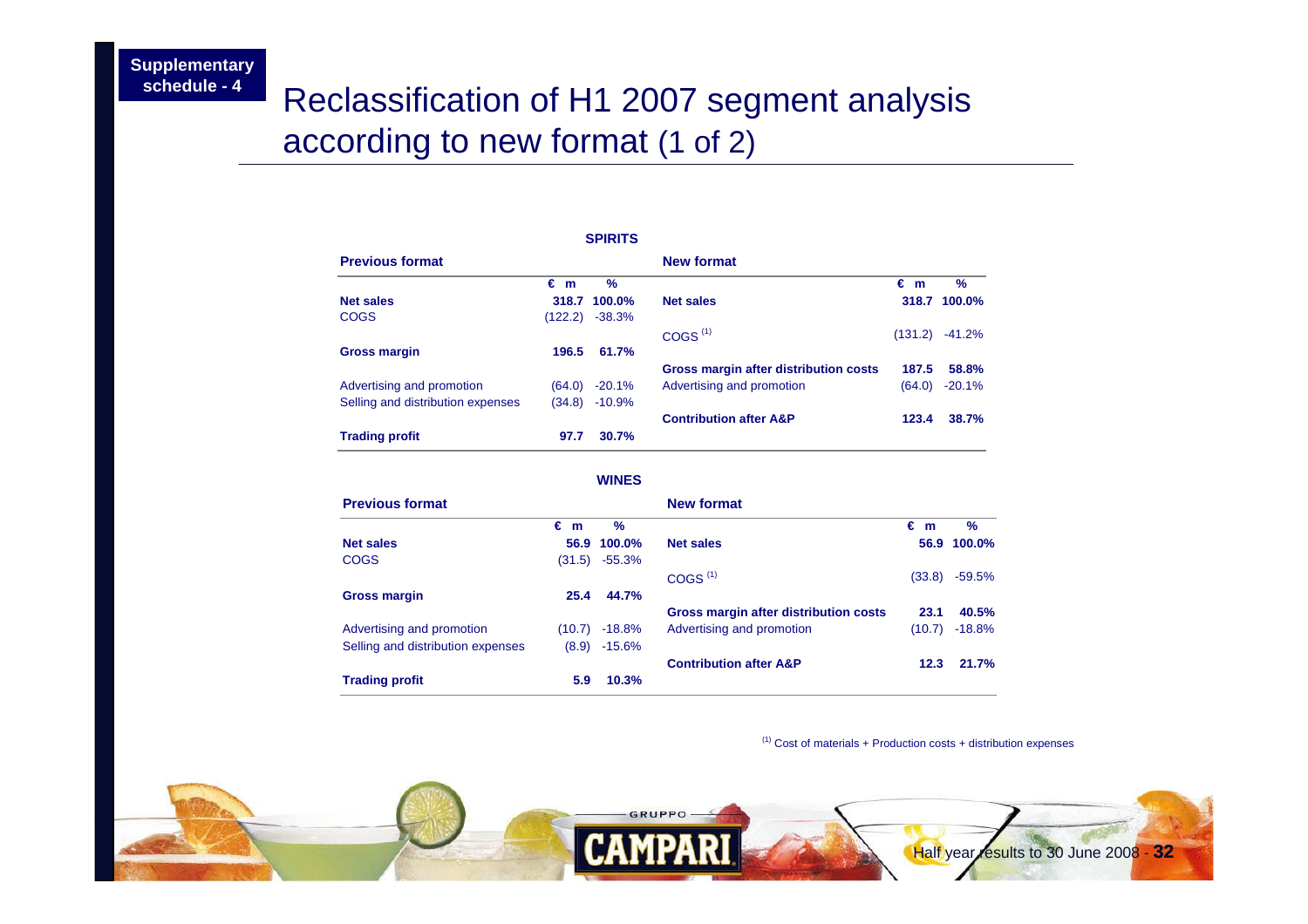Supplementary schedule - 4

# Reclassification of H1 2007 segment analysis according to new format (1 of 2)

**SPIRITS**

| Previous format | € m | % | New format | € m | % |
|---|---|---|---|---|---|
| **Net sales** | **318.7** | **100.0%** | **Net sales** | **318.7** | **100.0%** |
| COGS | (122.2) | -38.3% | | | |
| | | | COGS (1) | (131.2) | -41.2% |
| **Gross margin** | **196.5** | **61.7%** | | | |
| | | | **Gross margin after distribution costs** | **187.5** | **58.8%** |
| Advertising and promotion | (64.0) | -20.1% | Advertising and promotion | (64.0) | -20.1% |
| Selling and distribution expenses | (34.8) | -10.9% | | | |
| | | | **Contribution after A&P** | **123.4** | **38.7%** |
| **Trading profit** | **97.7** | **30.7%** | | | |

**WINES**

| Previous format | € m | % | New format | € m | % |
|---|---|---|---|---|---|
| **Net sales** | **56.9** | **100.0%** | **Net sales** | **56.9** | **100.0%** |
| COGS | (31.5) | -55.3% | | | |
| | | | COGS (1) | (33.8) | -59.5% |
| **Gross margin** | **25.4** | **44.7%** | | | |
| | | | **Gross margin after distribution costs** | **23.1** | **40.5%** |
| Advertising and promotion | (10.7) | -18.8% | Advertising and promotion | (10.7) | -18.8% |
| Selling and distribution expenses | (8.9) | -15.6% | | | |
| | | | **Contribution after A&P** | **12.3** | **21.7%** |
| **Trading profit** | **5.9** | **10.3%** | | | |

(1) Cost of materials + Production costs + distribution expenses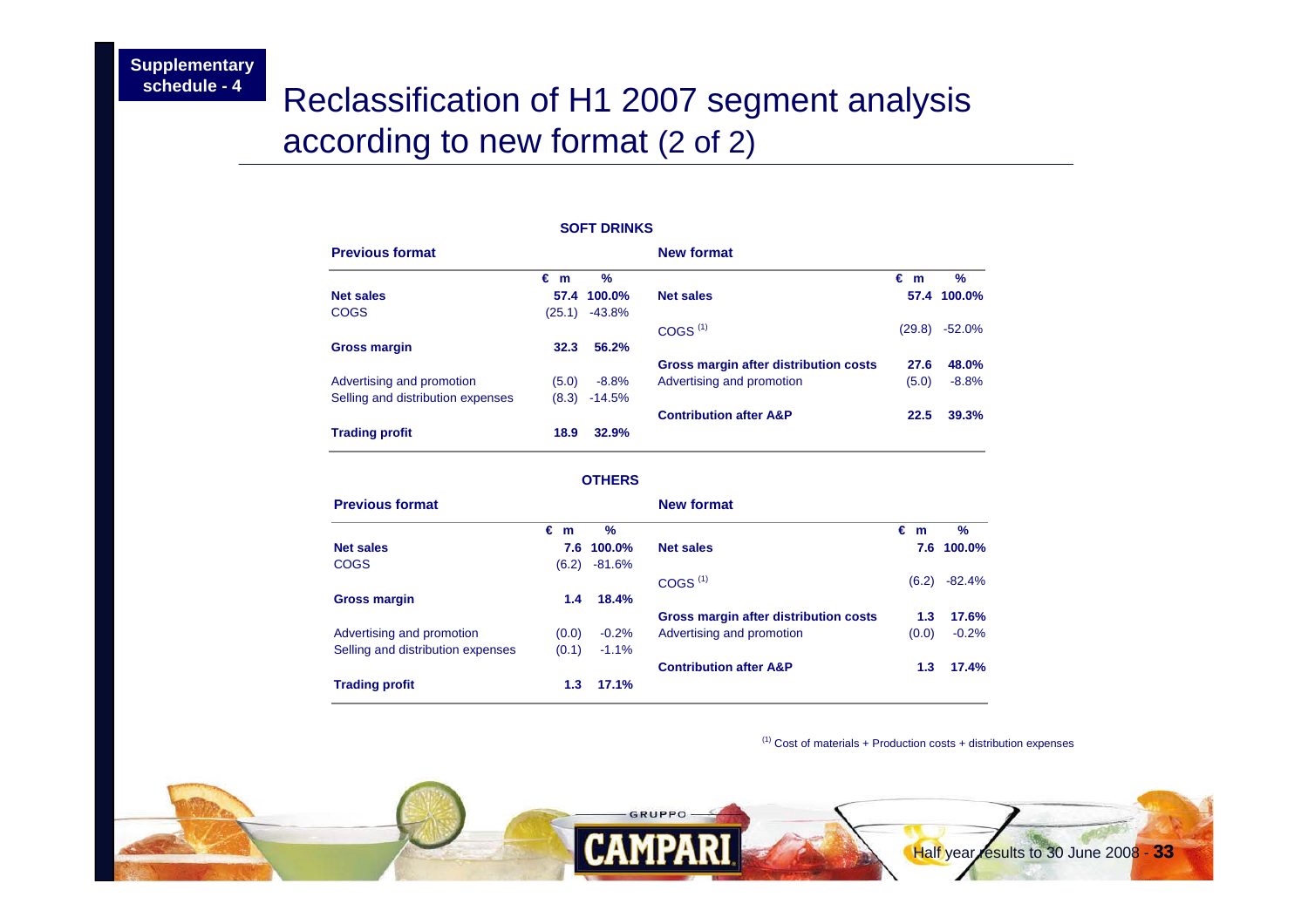Supplementary schedule - 4

# Reclassification of H1 2007 segment analysis according to new format (2 of 2)

**SOFT DRINKS**

| Previous format | € m | % | New format | € m | % |
|---|---|---|---|---|---|
| **Net sales** | **57.4** | **100.0%** | **Net sales** | **57.4** | **100.0%** |
| COGS | (25.1) | -43.8% | COGS [1] | (29.8) | -52.0% |
| **Gross margin** | **32.3** | **56.2%** | **Gross margin after distribution costs** | **27.6** | **48.0%** |
| Advertising and promotion | (5.0) | -8.8% | Advertising and promotion | (5.0) | -8.8% |
| Selling and distribution expenses | (8.3) | -14.5% | **Contribution after A&P** | **22.5** | **39.3%** |
| **Trading profit** | **18.9** | **32.9%** | | | |

**OTHERS**

| Previous format | € m | % | New format | € m | % |
|---|---|---|---|---|---|
| **Net sales** | **7.6** | **100.0%** | **Net sales** | **7.6** | **100.0%** |
| COGS | (6.2) | -81.6% | COGS [1] | (6.2) | -82.4% |
| **Gross margin** | **1.4** | **18.4%** | **Gross margin after distribution costs** | **1.3** | **17.6%** |
| Advertising and promotion | (0.0) | -0.2% | Advertising and promotion | (0.0) | -0.2% |
| Selling and distribution expenses | (0.1) | -1.1% | **Contribution after A&P** | **1.3** | **17.4%** |
| **Trading profit** | **1.3** | **17.1%** | | | |

[1] Cost of materials + Production costs + distribution expenses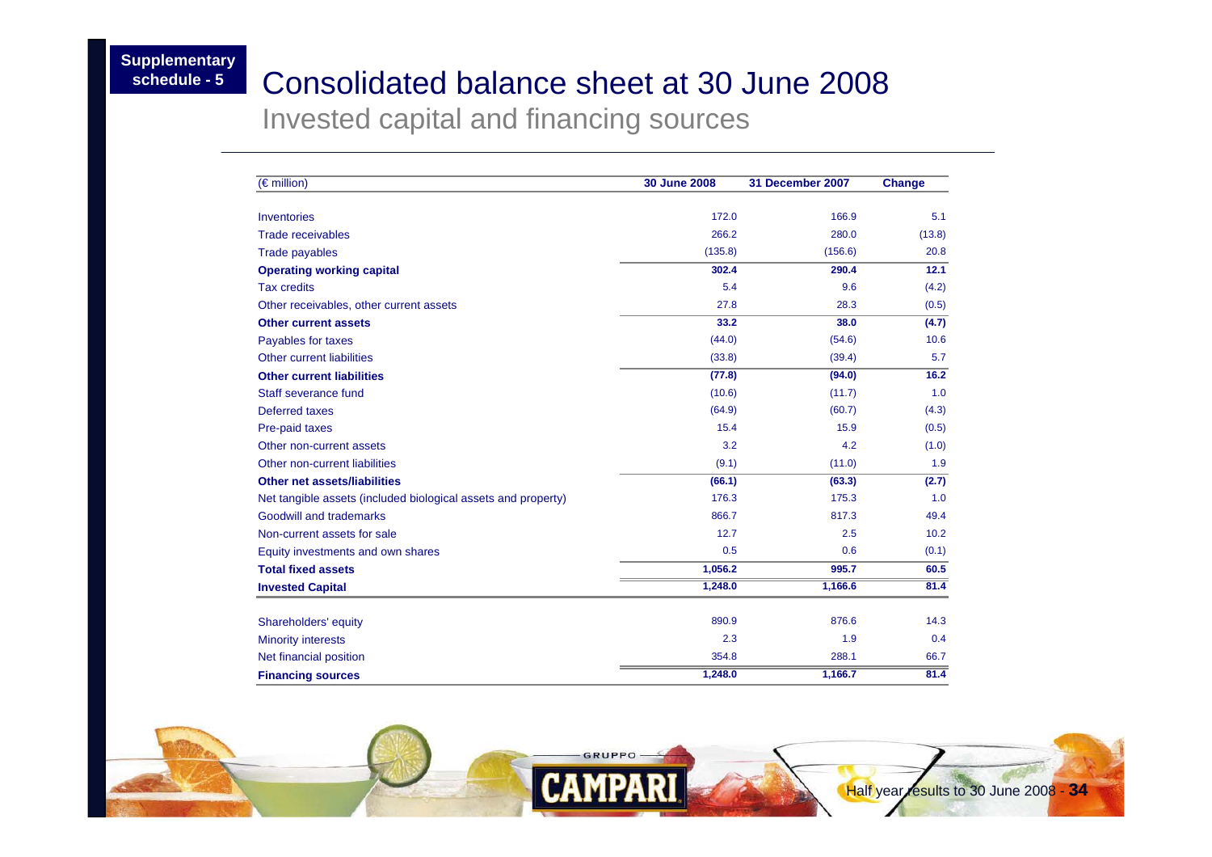Supplementary schedule - 5

# Consolidated balance sheet at 30 June 2008

## Invested capital and financing sources

| (€ million) | 30 June 2008 | 31 December 2007 | Change |
|---|---|---|---|
| Inventories | 172.0 | 166.9 | 5.1 |
| Trade receivables | 266.2 | 280.0 | (13.8) |
| Trade payables | (135.8) | (156.6) | 20.8 |
| **Operating working capital** | **302.4** | **290.4** | **12.1** |
| Tax credits | 5.4 | 9.6 | (4.2) |
| Other receivables, other current assets | 27.8 | 28.3 | (0.5) |
| **Other current assets** | **33.2** | **38.0** | **(4.7)** |
| Payables for taxes | (44.0) | (54.6) | 10.6 |
| Other current liabilities | (33.8) | (39.4) | 5.7 |
| **Other current liabilities** | **(77.8)** | **(94.0)** | **16.2** |
| Staff severance fund | (10.6) | (11.7) | 1.0 |
| Deferred taxes | (64.9) | (60.7) | (4.3) |
| Pre-paid taxes | 15.4 | 15.9 | (0.5) |
| Other non-current assets | 3.2 | 4.2 | (1.0) |
| Other non-current liabilities | (9.1) | (11.0) | 1.9 |
| **Other net assets/liabilities** | **(66.1)** | **(63.3)** | **(2.7)** |
| Net tangible assets (included biological assets and property) | 176.3 | 175.3 | 1.0 |
| Goodwill and trademarks | 866.7 | 817.3 | 49.4 |
| Non-current assets for sale | 12.7 | 2.5 | 10.2 |
| Equity investments and own shares | 0.5 | 0.6 | (0.1) |
| **Total fixed assets** | **1,056.2** | **995.7** | **60.5** |
| **Invested Capital** | **1,248.0** | **1,166.6** | **81.4** |
| | | | |
| Shareholders' equity | 890.9 | 876.6 | 14.3 |
| Minority interests | 2.3 | 1.9 | 0.4 |
| Net financial position | 354.8 | 288.1 | 66.7 |
| **Financing sources** | **1,248.0** | **1,166.7** | **81.4** |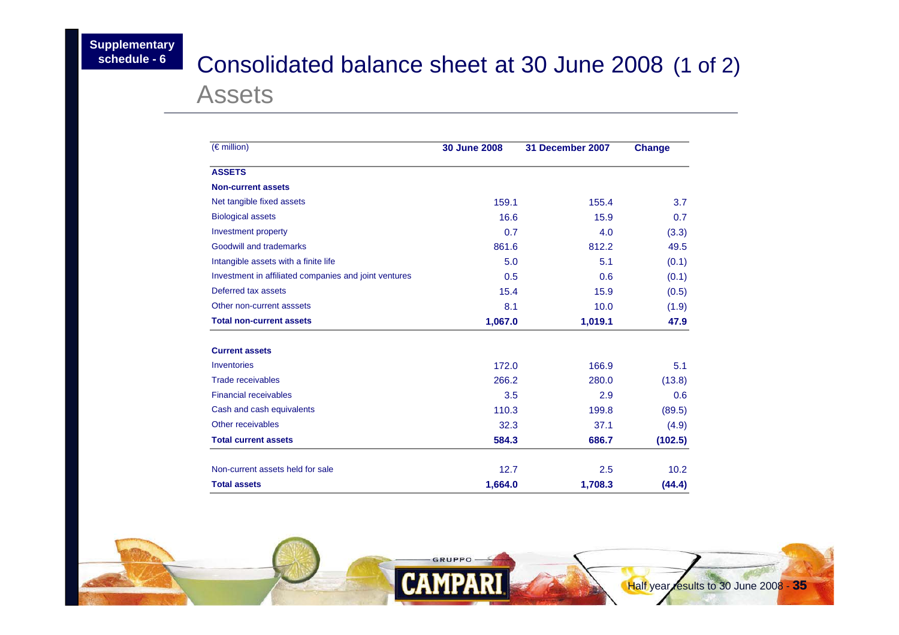Supplementary schedule - 6

# Consolidated balance sheet at 30 June 2008 (1 of 2)

## Assets

| (€ million) | 30 June 2008 | 31 December 2007 | Change |
|---|---|---|---|
| **ASSETS** | | | |
| **Non-current assets** | | | |
| Net tangible fixed assets | 159.1 | 155.4 | 3.7 |
| Biological assets | 16.6 | 15.9 | 0.7 |
| Investment property | 0.7 | 4.0 | (3.3) |
| Goodwill and trademarks | 861.6 | 812.2 | 49.5 |
| Intangible assets with a finite life | 5.0 | 5.1 | (0.1) |
| Investment in affiliated companies and joint ventures | 0.5 | 0.6 | (0.1) |
| Deferred tax assets | 15.4 | 15.9 | (0.5) |
| Other non-current asssets | 8.1 | 10.0 | (1.9) |
| **Total non-current assets** | **1,067.0** | **1,019.1** | **47.9** |
| | | | |
| **Current assets** | | | |
| Inventories | 172.0 | 166.9 | 5.1 |
| Trade receivables | 266.2 | 280.0 | (13.8) |
| Financial receivables | 3.5 | 2.9 | 0.6 |
| Cash and cash equivalents | 110.3 | 199.8 | (89.5) |
| Other receivables | 32.3 | 37.1 | (4.9) |
| **Total current assets** | **584.3** | **686.7** | **(102.5)** |
| | | | |
| Non-current assets held for sale | 12.7 | 2.5 | 10.2 |
| **Total assets** | **1,664.0** | **1,708.3** | **(44.4)** |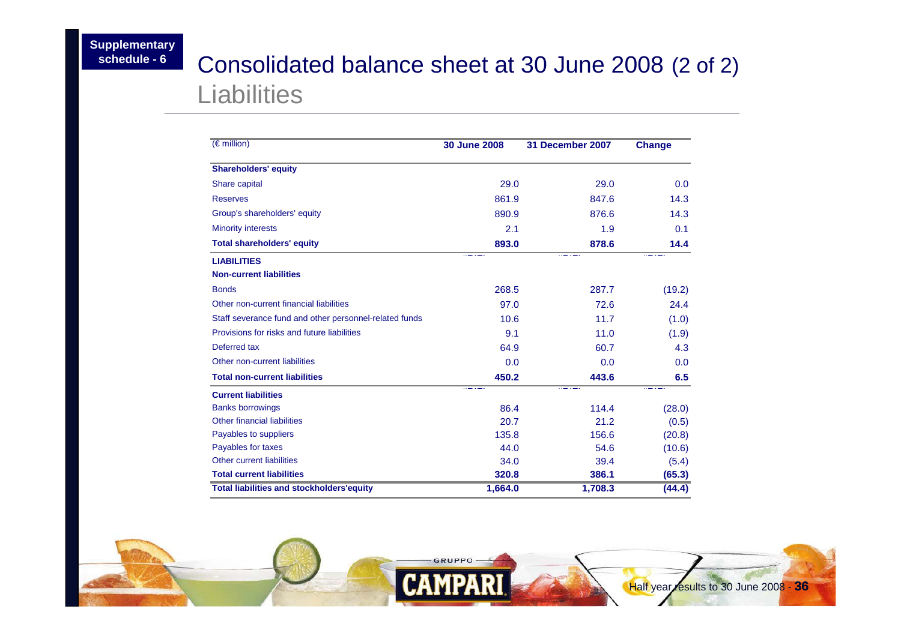Supplementary schedule - 6

# Consolidated balance sheet at 30 June 2008 (2 of 2)

## Liabilities

| (€ million) | 30 June 2008 | 31 December 2007 | Change |
|---|---|---|---|
| **Shareholders' equity** | | | |
| Share capital | 29.0 | 29.0 | 0.0 |
| Reserves | 861.9 | 847.6 | 14.3 |
| Group's shareholders' equity | 890.9 | 876.6 | 14.3 |
| Minority interests | 2.1 | 1.9 | 0.1 |
| **Total shareholders' equity** | **893.0** | **878.6** | **14.4** |
| **LIABILITIES** | | | |
| **Non-current liabilities** | | | |
| Bonds | 268.5 | 287.7 | (19.2) |
| Other non-current financial liabilities | 97.0 | 72.6 | 24.4 |
| Staff severance fund and other personnel-related funds | 10.6 | 11.7 | (1.0) |
| Provisions for risks and future liabilities | 9.1 | 11.0 | (1.9) |
| Deferred tax | 64.9 | 60.7 | 4.3 |
| Other non-current liabilities | 0.0 | 0.0 | 0.0 |
| **Total non-current liabilities** | **450.2** | **443.6** | **6.5** |
| **Current liabilities** | | | |
| Banks borrowings | 86.4 | 114.4 | (28.0) |
| Other financial liabilities | 20.7 | 21.2 | (0.5) |
| Payables to suppliers | 135.8 | 156.6 | (20.8) |
| Payables for taxes | 44.0 | 54.6 | (10.6) |
| Other current liabilities | 34.0 | 39.4 | (5.4) |
| **Total current liabilities** | **320.8** | **386.1** | **(65.3)** |
| **Total liabilities and stockholders'equity** | **1,664.0** | **1,708.3** | **(44.4)** |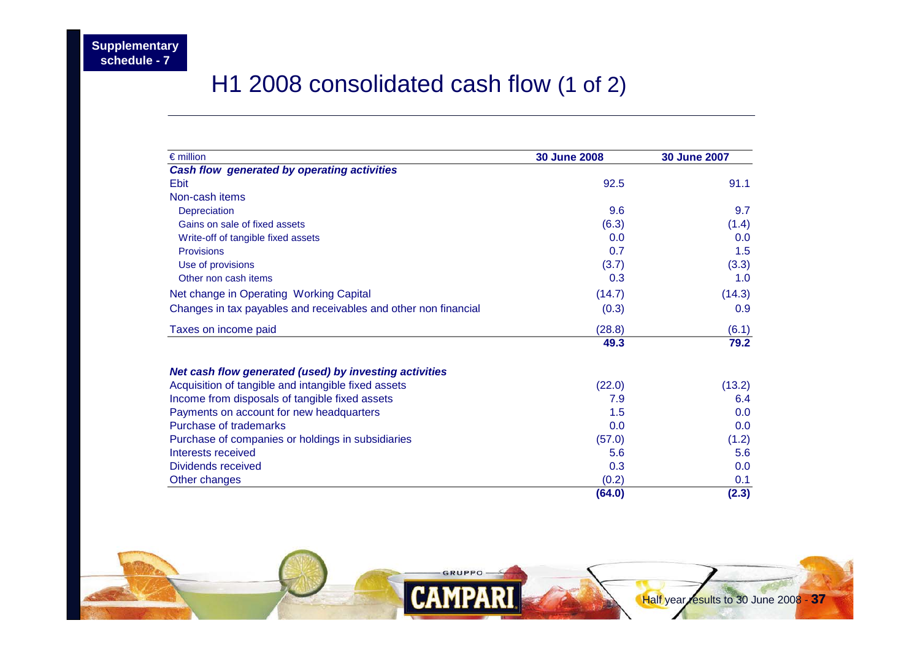Supplementary schedule - 7

# H1 2008 consolidated cash flow (1 of 2)

| € million | 30 June 2008 | 30 June 2007 |
|---|---|---|
| ***Cash flow generated by operating activities*** | | |
| Ebit | 92.5 | 91.1 |
| Non-cash items | | |
| Depreciation | 9.6 | 9.7 |
| Gains on sale of fixed assets | (6.3) | (1.4) |
| Write-off of tangible fixed assets | 0.0 | 0.0 |
| Provisions | 0.7 | 1.5 |
| Use of provisions | (3.7) | (3.3) |
| Other non cash items | 0.3 | 1.0 |
| Net change in Operating Working Capital | (14.7) | (14.3) |
| Changes in tax payables and receivables and other non financial | (0.3) | 0.9 |
| Taxes on income paid | (28.8) | (6.1) |
| | **49.3** | **79.2** |
| ***Net cash flow generated (used) by investing activities*** | | |
| Acquisition of tangible and intangible fixed assets | (22.0) | (13.2) |
| Income from disposals of tangible fixed assets | 7.9 | 6.4 |
| Payments on account for new headquarters | 1.5 | 0.0 |
| Purchase of trademarks | 0.0 | 0.0 |
| Purchase of companies or holdings in subsidiaries | (57.0) | (1.2) |
| Interests received | 5.6 | 5.6 |
| Dividends received | 0.3 | 0.0 |
| Other changes | (0.2) | 0.1 |
| | **(64.0)** | **(2.3)** |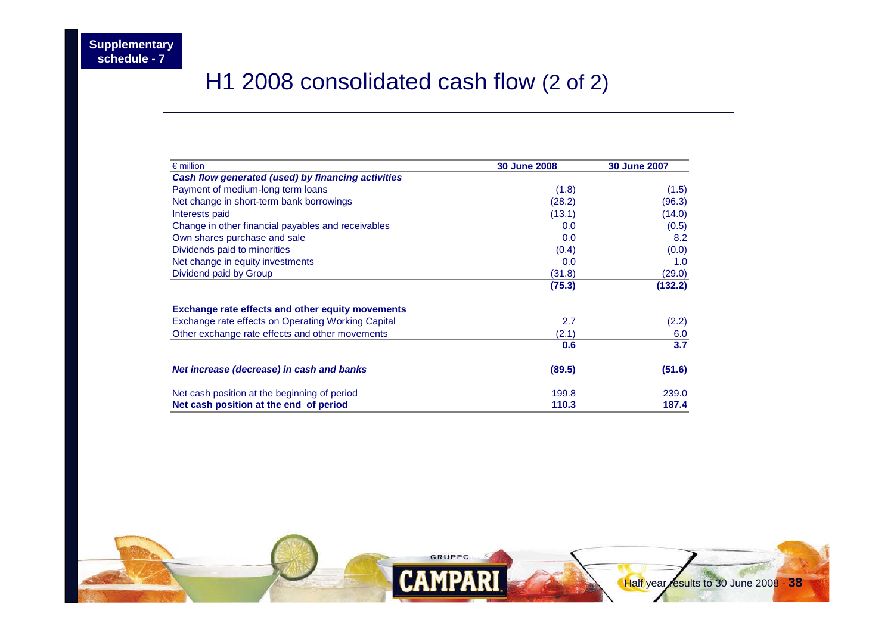Supplementary schedule - 7

# H1 2008 consolidated cash flow (2 of 2)

| € million | 30 June 2008 | 30 June 2007 |
|---|---|---|
| ***Cash flow generated (used) by financing activities*** | | |
| Payment of medium-long term loans | (1.8) | (1.5) |
| Net change in short-term bank borrowings | (28.2) | (96.3) |
| Interests paid | (13.1) | (14.0) |
| Change in other financial payables and receivables | 0.0 | (0.5) |
| Own shares purchase and sale | 0.0 | 8.2 |
| Dividends paid to minorities | (0.4) | (0.0) |
| Net change in equity investments | 0.0 | 1.0 |
| Dividend paid by Group | (31.8) | (29.0) |
| | **(75.3)** | **(132.2)** |
| **Exchange rate effects and other equity movements** | | |
| Exchange rate effects on Operating Working Capital | 2.7 | (2.2) |
| Other exchange rate effects and other movements | (2.1) | 6.0 |
| | **0.6** | **3.7** |
| ***Net increase (decrease) in cash and banks*** | **(89.5)** | **(51.6)** |
| Net cash position at the beginning of period | 199.8 | 239.0 |
| **Net cash position at the end of period** | **110.3** | **187.4** |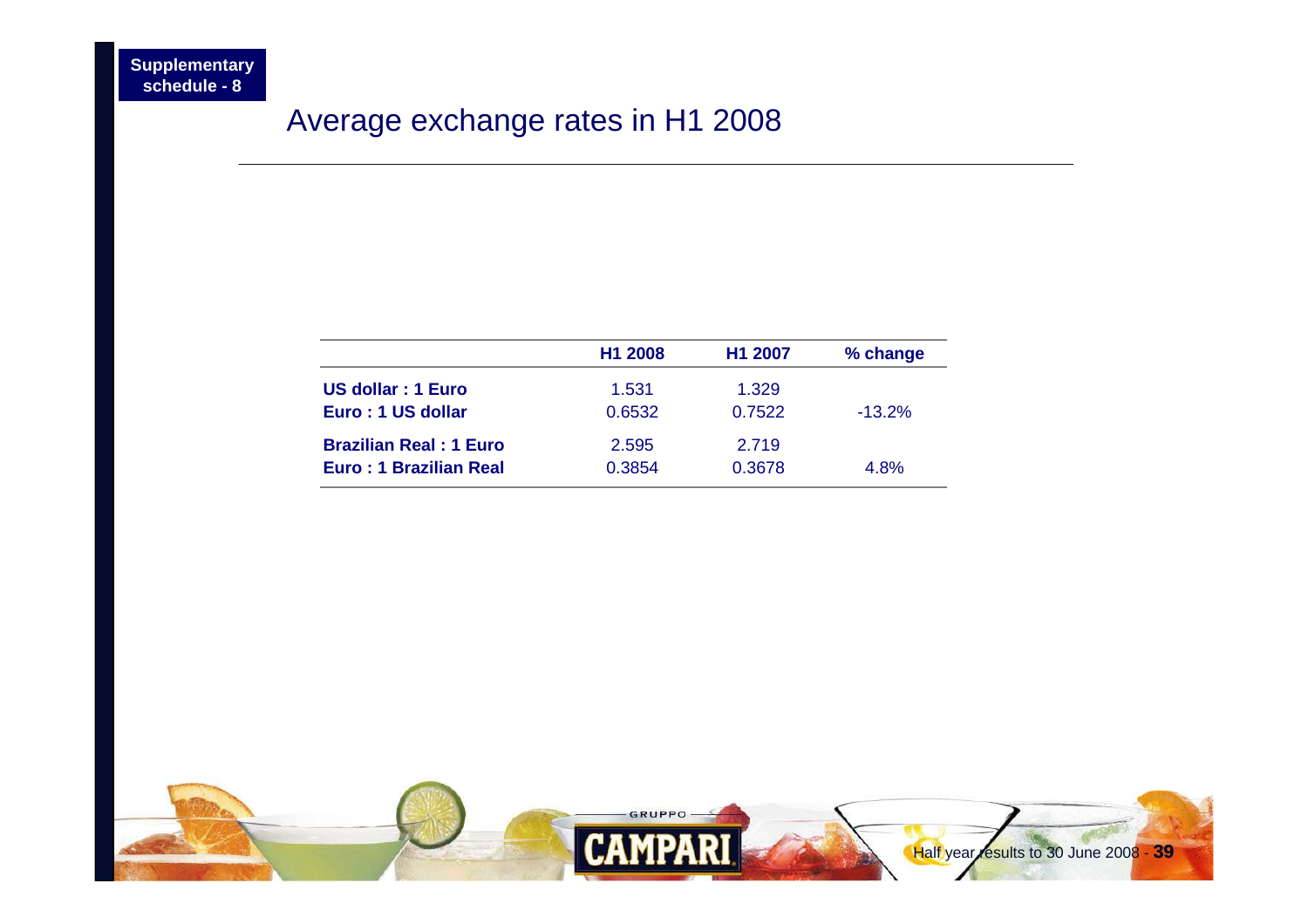Supplementary schedule - 8

# Average exchange rates in H1 2008

| | H1 2008 | H1 2007 | % change |
|---|---|---|---|
| **US dollar : 1 Euro** | 1.531 | 1.329 | |
| **Euro : 1 US dollar** | 0.6532 | 0.7522 | -13.2% |
| **Brazilian Real : 1 Euro** | 2.595 | 2.719 | |
| **Euro : 1 Brazilian Real** | 0.3854 | 0.3678 | 4.8% |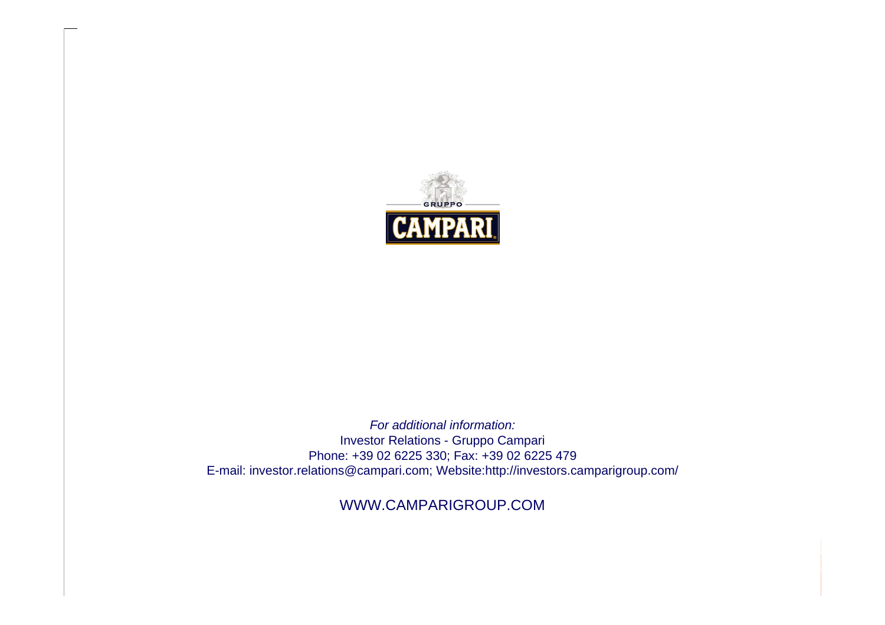GRUPPO

CAMPARI

*For additional information:*

Investor Relations - Gruppo Campari

Phone: +39 02 6225 330; Fax: +39 02 6225 479

E-mail: investor.relations@campari.com; Website:http://investors.camparigroup.com/

WWW.CAMPARIGROUP.COM